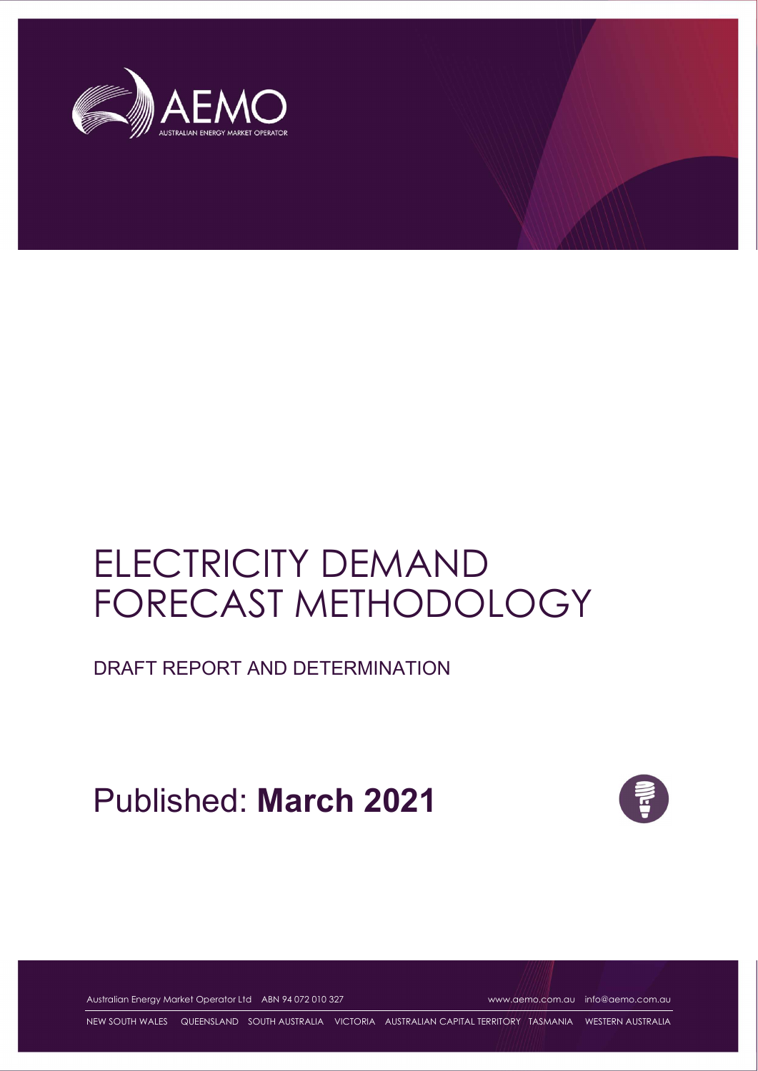AEMO

AUSTRALIAN ENERGY MARKET OPERATOR

# ELECTRICITY DEMAND FORECAST METHODOLOGY

## DRAFT REPORT AND DETERMINATION

Published: **March 2021**

Australian Energy Market Operator Ltd ABN 94 072 010 327 www.aemo.com.au info@aemo.com.au

NEW SOUTH WALES QUEENSLAND SOUTH AUSTRALIA VICTORIA AUSTRALIAN CAPITAL TERRITORY TASMANIA WESTERN AUSTRALIA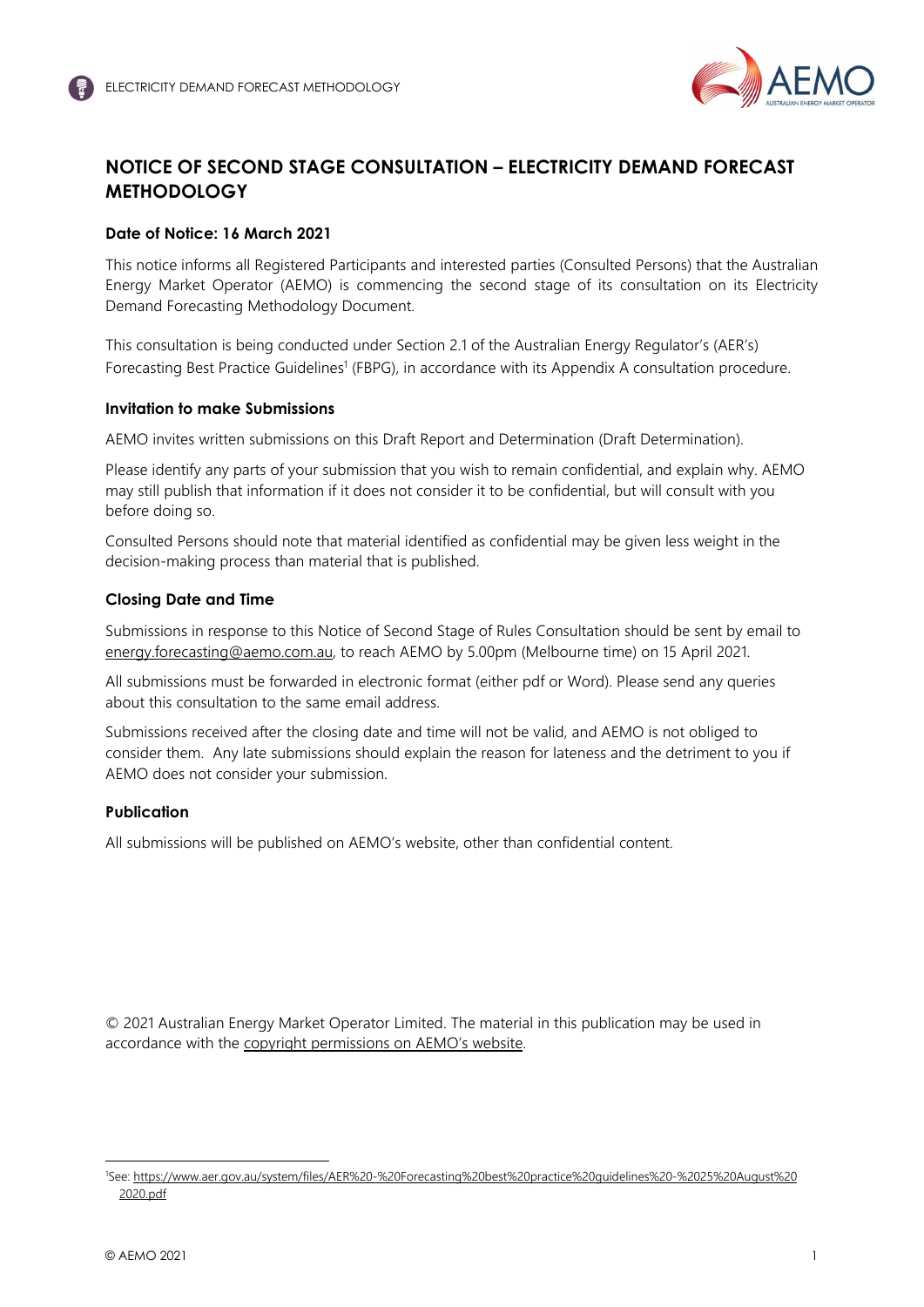# NOTICE OF SECOND STAGE CONSULTATION – ELECTRICITY DEMAND FORECAST METHODOLOGY

**Date of Notice: 16 March 2021**

This notice informs all Registered Participants and interested parties (Consulted Persons) that the Australian Energy Market Operator (AEMO) is commencing the second stage of its consultation on its Electricity Demand Forecasting Methodology Document.

This consultation is being conducted under Section 2.1 of the Australian Energy Regulator's (AER's) Forecasting Best Practice Guidelines[1] (FBPG), in accordance with its Appendix A consultation procedure.

### Invitation to make Submissions

AEMO invites written submissions on this Draft Report and Determination (Draft Determination).

Please identify any parts of your submission that you wish to remain confidential, and explain why. AEMO may still publish that information if it does not consider it to be confidential, but will consult with you before doing so.

Consulted Persons should note that material identified as confidential may be given less weight in the decision-making process than material that is published.

### Closing Date and Time

Submissions in response to this Notice of Second Stage of Rules Consultation should be sent by email to energy.forecasting@aemo.com.au, to reach AEMO by 5.00pm (Melbourne time) on 15 April 2021.

All submissions must be forwarded in electronic format (either pdf or Word). Please send any queries about this consultation to the same email address.

Submissions received after the closing date and time will not be valid, and AEMO is not obliged to consider them. Any late submissions should explain the reason for lateness and the detriment to you if AEMO does not consider your submission.

### Publication

All submissions will be published on AEMO's website, other than confidential content.

© 2021 Australian Energy Market Operator Limited. The material in this publication may be used in accordance with the copyright permissions on AEMO's website.

[1] See: https://www.aer.gov.au/system/files/AER%20-%20Forecasting%20best%20practice%20guidelines%20-%2025%20August%202020.pdf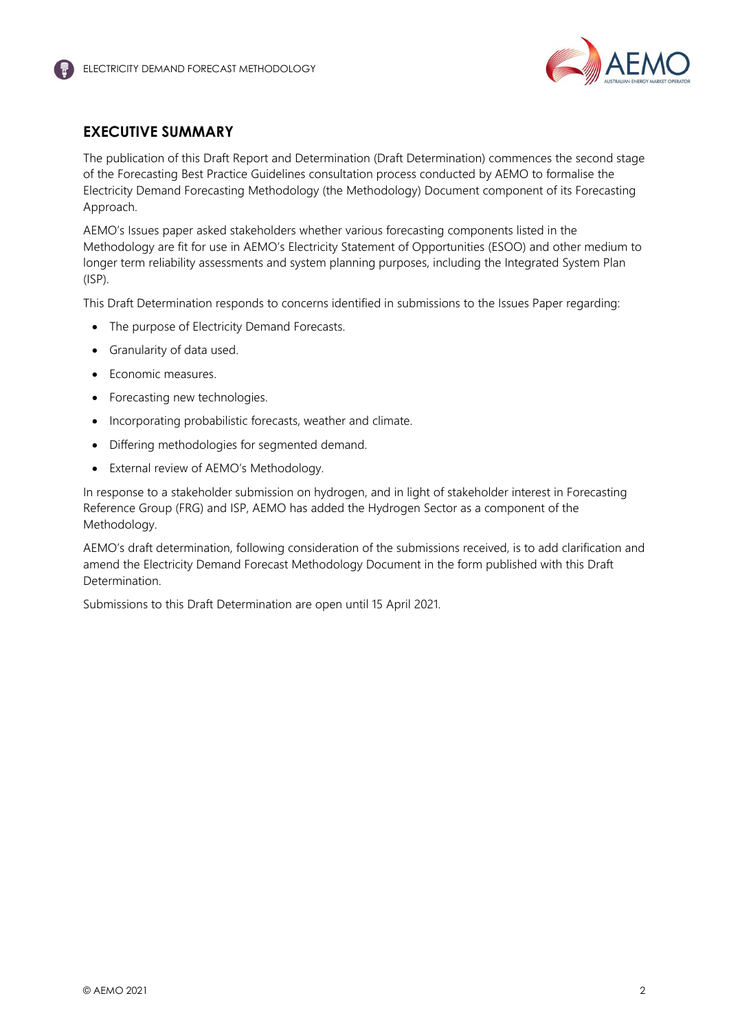## EXECUTIVE SUMMARY

The publication of this Draft Report and Determination (Draft Determination) commences the second stage of the Forecasting Best Practice Guidelines consultation process conducted by AEMO to formalise the Electricity Demand Forecasting Methodology (the Methodology) Document component of its Forecasting Approach.

AEMO's Issues paper asked stakeholders whether various forecasting components listed in the Methodology are fit for use in AEMO's Electricity Statement of Opportunities (ESOO) and other medium to longer term reliability assessments and system planning purposes, including the Integrated System Plan (ISP).

This Draft Determination responds to concerns identified in submissions to the Issues Paper regarding:

- The purpose of Electricity Demand Forecasts.
- Granularity of data used.
- Economic measures.
- Forecasting new technologies.
- Incorporating probabilistic forecasts, weather and climate.
- Differing methodologies for segmented demand.
- External review of AEMO's Methodology.

In response to a stakeholder submission on hydrogen, and in light of stakeholder interest in Forecasting Reference Group (FRG) and ISP, AEMO has added the Hydrogen Sector as a component of the Methodology.

AEMO's draft determination, following consideration of the submissions received, is to add clarification and amend the Electricity Demand Forecast Methodology Document in the form published with this Draft Determination.

Submissions to this Draft Determination are open until 15 April 2021.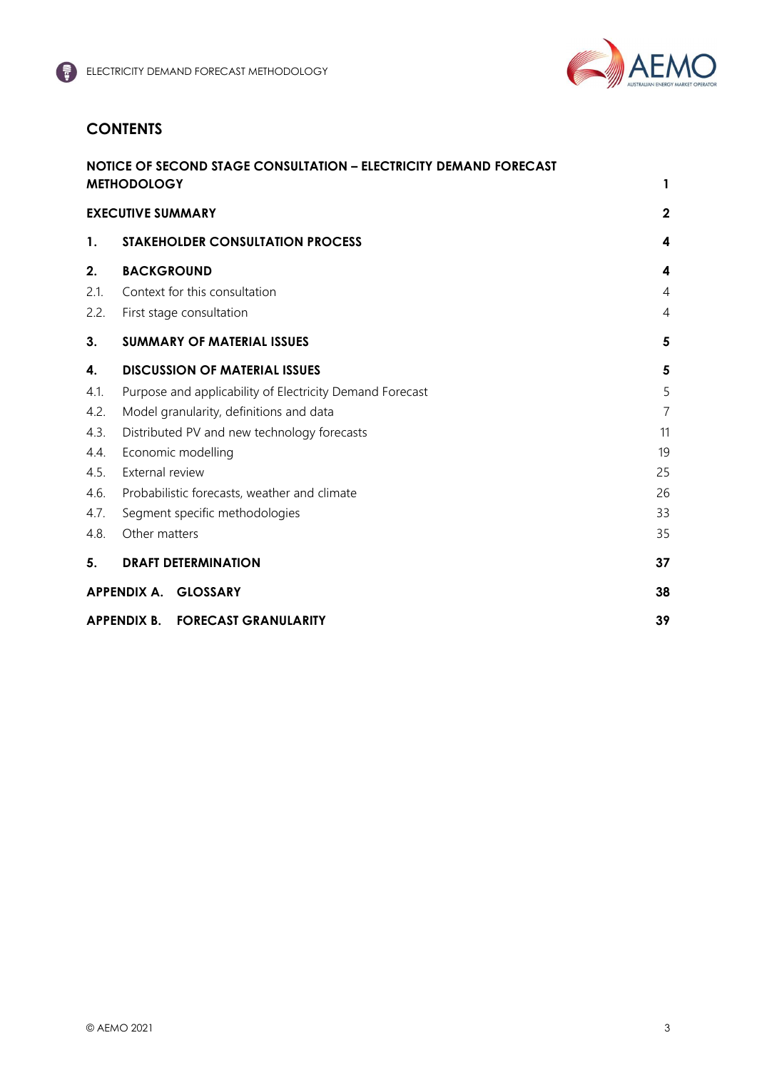## CONTENTS

| | |
|---|---|
| **NOTICE OF SECOND STAGE CONSULTATION – ELECTRICITY DEMAND FORECAST METHODOLOGY** | **1** |
| **EXECUTIVE SUMMARY** | **2** |
| **1. STAKEHOLDER CONSULTATION PROCESS** | **4** |
| **2. BACKGROUND** | **4** |
| 2.1. Context for this consultation | 4 |
| 2.2. First stage consultation | 4 |
| **3. SUMMARY OF MATERIAL ISSUES** | **5** |
| **4. DISCUSSION OF MATERIAL ISSUES** | **5** |
| 4.1. Purpose and applicability of Electricity Demand Forecast | 5 |
| 4.2. Model granularity, definitions and data | 7 |
| 4.3. Distributed PV and new technology forecasts | 11 |
| 4.4. Economic modelling | 19 |
| 4.5. External review | 25 |
| 4.6. Probabilistic forecasts, weather and climate | 26 |
| 4.7. Segment specific methodologies | 33 |
| 4.8. Other matters | 35 |
| **5. DRAFT DETERMINATION** | **37** |
| **APPENDIX A. GLOSSARY** | **38** |
| **APPENDIX B. FORECAST GRANULARITY** | **39** |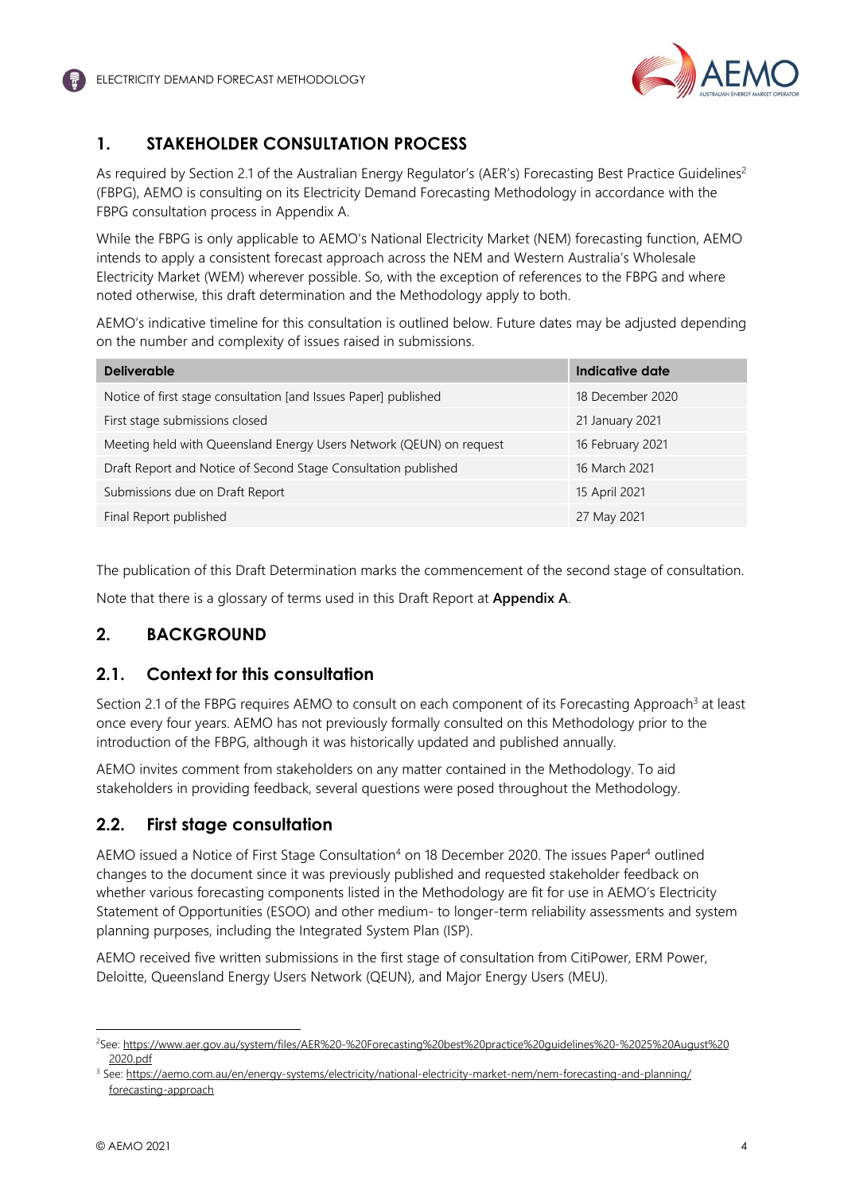# 1. STAKEHOLDER CONSULTATION PROCESS

As required by Section 2.1 of the Australian Energy Regulator's (AER's) Forecasting Best Practice Guidelines[2] (FBPG), AEMO is consulting on its Electricity Demand Forecasting Methodology in accordance with the FBPG consultation process in Appendix A.

While the FBPG is only applicable to AEMO's National Electricity Market (NEM) forecasting function, AEMO intends to apply a consistent forecast approach across the NEM and Western Australia's Wholesale Electricity Market (WEM) wherever possible. So, with the exception of references to the FBPG and where noted otherwise, this draft determination and the Methodology apply to both.

AEMO's indicative timeline for this consultation is outlined below. Future dates may be adjusted depending on the number and complexity of issues raised in submissions.

| Deliverable | Indicative date |
|---|---|
| Notice of first stage consultation [and Issues Paper] published | 18 December 2020 |
| First stage submissions closed | 21 January 2021 |
| Meeting held with Queensland Energy Users Network (QEUN) on request | 16 February 2021 |
| Draft Report and Notice of Second Stage Consultation published | 16 March 2021 |
| Submissions due on Draft Report | 15 April 2021 |
| Final Report published | 27 May 2021 |

The publication of this Draft Determination marks the commencement of the second stage of consultation.

Note that there is a glossary of terms used in this Draft Report at **Appendix A**.

# 2. BACKGROUND

## 2.1. Context for this consultation

Section 2.1 of the FBPG requires AEMO to consult on each component of its Forecasting Approach[3] at least once every four years. AEMO has not previously formally consulted on this Methodology prior to the introduction of the FBPG, although it was historically updated and published annually.

AEMO invites comment from stakeholders on any matter contained in the Methodology. To aid stakeholders in providing feedback, several questions were posed throughout the Methodology.

## 2.2. First stage consultation

AEMO issued a Notice of First Stage Consultation[4] on 18 December 2020. The issues Paper[4] outlined changes to the document since it was previously published and requested stakeholder feedback on whether various forecasting components listed in the Methodology are fit for use in AEMO's Electricity Statement of Opportunities (ESOO) and other medium- to longer-term reliability assessments and system planning purposes, including the Integrated System Plan (ISP).

AEMO received five written submissions in the first stage of consultation from CitiPower, ERM Power, Deloitte, Queensland Energy Users Network (QEUN), and Major Energy Users (MEU).

---

[2] See: https://www.aer.gov.au/system/files/AER%20-%20Forecasting%20best%20practice%20guidelines%20-%2025%20August%202020.pdf

[3] See: https://aemo.com.au/en/energy-systems/electricity/national-electricity-market-nem/nem-forecasting-and-planning/forecasting-approach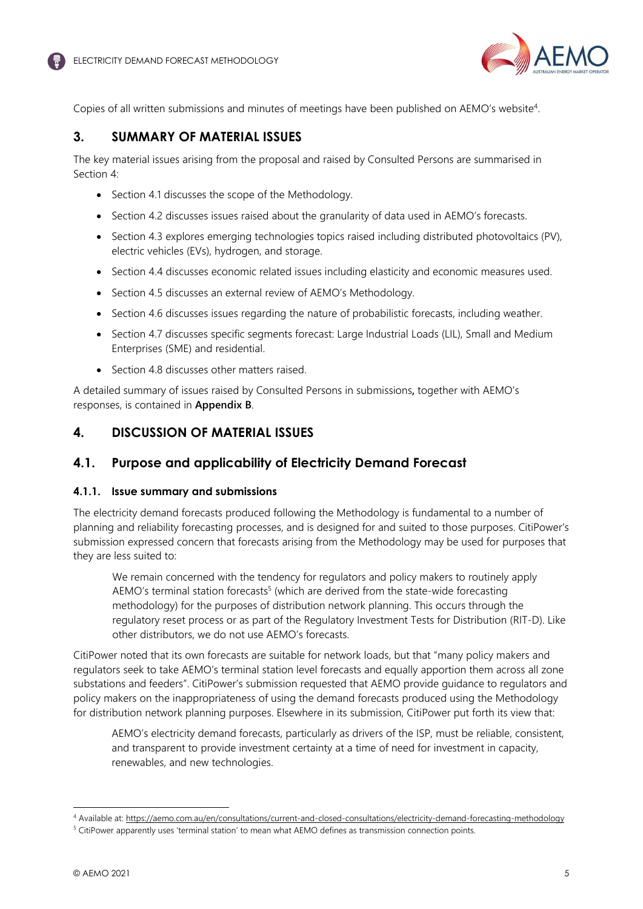Copies of all written submissions and minutes of meetings have been published on AEMO's website[4].

## 3. SUMMARY OF MATERIAL ISSUES

The key material issues arising from the proposal and raised by Consulted Persons are summarised in Section 4:

- Section 4.1 discusses the scope of the Methodology.
- Section 4.2 discusses issues raised about the granularity of data used in AEMO's forecasts.
- Section 4.3 explores emerging technologies topics raised including distributed photovoltaics (PV), electric vehicles (EVs), hydrogen, and storage.
- Section 4.4 discusses economic related issues including elasticity and economic measures used.
- Section 4.5 discusses an external review of AEMO's Methodology.
- Section 4.6 discusses issues regarding the nature of probabilistic forecasts, including weather.
- Section 4.7 discusses specific segments forecast: Large Industrial Loads (LIL), Small and Medium Enterprises (SME) and residential.
- Section 4.8 discusses other matters raised.

A detailed summary of issues raised by Consulted Persons in submissions**,** together with AEMO's responses, is contained in **Appendix B**.

## 4. DISCUSSION OF MATERIAL ISSUES

### 4.1. Purpose and applicability of Electricity Demand Forecast

#### 4.1.1. Issue summary and submissions

The electricity demand forecasts produced following the Methodology is fundamental to a number of planning and reliability forecasting processes, and is designed for and suited to those purposes. CitiPower's submission expressed concern that forecasts arising from the Methodology may be used for purposes that they are less suited to:

> We remain concerned with the tendency for regulators and policy makers to routinely apply AEMO's terminal station forecasts[5] (which are derived from the state-wide forecasting methodology) for the purposes of distribution network planning. This occurs through the regulatory reset process or as part of the Regulatory Investment Tests for Distribution (RIT-D). Like other distributors, we do not use AEMO's forecasts.

CitiPower noted that its own forecasts are suitable for network loads, but that "many policy makers and regulators seek to take AEMO's terminal station level forecasts and equally apportion them across all zone substations and feeders". CitiPower's submission requested that AEMO provide guidance to regulators and policy makers on the inappropriateness of using the demand forecasts produced using the Methodology for distribution network planning purposes. Elsewhere in its submission, CitiPower put forth its view that:

> AEMO's electricity demand forecasts, particularly as drivers of the ISP, must be reliable, consistent, and transparent to provide investment certainty at a time of need for investment in capacity, renewables, and new technologies.

[4] Available at: https://aemo.com.au/en/consultations/current-and-closed-consultations/electricity-demand-forecasting-methodology

[5] CitiPower apparently uses 'terminal station' to mean what AEMO defines as transmission connection points.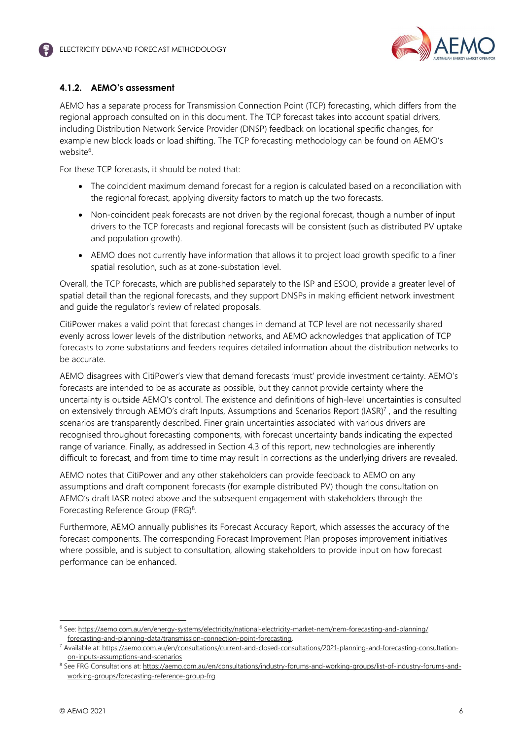### 4.1.2. AEMO's assessment

AEMO has a separate process for Transmission Connection Point (TCP) forecasting, which differs from the regional approach consulted on in this document. The TCP forecast takes into account spatial drivers, including Distribution Network Service Provider (DNSP) feedback on locational specific changes, for example new block loads or load shifting. The TCP forecasting methodology can be found on AEMO's website[6].

For these TCP forecasts, it should be noted that:

- The coincident maximum demand forecast for a region is calculated based on a reconciliation with the regional forecast, applying diversity factors to match up the two forecasts.
- Non-coincident peak forecasts are not driven by the regional forecast, though a number of input drivers to the TCP forecasts and regional forecasts will be consistent (such as distributed PV uptake and population growth).
- AEMO does not currently have information that allows it to project load growth specific to a finer spatial resolution, such as at zone-substation level.

Overall, the TCP forecasts, which are published separately to the ISP and ESOO, provide a greater level of spatial detail than the regional forecasts, and they support DNSPs in making efficient network investment and guide the regulator's review of related proposals.

CitiPower makes a valid point that forecast changes in demand at TCP level are not necessarily shared evenly across lower levels of the distribution networks, and AEMO acknowledges that application of TCP forecasts to zone substations and feeders requires detailed information about the distribution networks to be accurate.

AEMO disagrees with CitiPower's view that demand forecasts 'must' provide investment certainty. AEMO's forecasts are intended to be as accurate as possible, but they cannot provide certainty where the uncertainty is outside AEMO's control. The existence and definitions of high-level uncertainties is consulted on extensively through AEMO's draft Inputs, Assumptions and Scenarios Report (IASR)[7] , and the resulting scenarios are transparently described. Finer grain uncertainties associated with various drivers are recognised throughout forecasting components, with forecast uncertainty bands indicating the expected range of variance. Finally, as addressed in Section 4.3 of this report, new technologies are inherently difficult to forecast, and from time to time may result in corrections as the underlying drivers are revealed.

AEMO notes that CitiPower and any other stakeholders can provide feedback to AEMO on any assumptions and draft component forecasts (for example distributed PV) though the consultation on AEMO's draft IASR noted above and the subsequent engagement with stakeholders through the Forecasting Reference Group (FRG)[8].

Furthermore, AEMO annually publishes its Forecast Accuracy Report, which assesses the accuracy of the forecast components. The corresponding Forecast Improvement Plan proposes improvement initiatives where possible, and is subject to consultation, allowing stakeholders to provide input on how forecast performance can be enhanced.

---

[6] See: https://aemo.com.au/en/energy-systems/electricity/national-electricity-market-nem/nem-forecasting-and-planning/forecasting-and-planning-data/transmission-connection-point-forecasting.

[7] Available at: https://aemo.com.au/en/consultations/current-and-closed-consultations/2021-planning-and-forecasting-consultation-on-inputs-assumptions-and-scenarios

[8] See FRG Consultations at: https://aemo.com.au/en/consultations/industry-forums-and-working-groups/list-of-industry-forums-and-working-groups/forecasting-reference-group-frg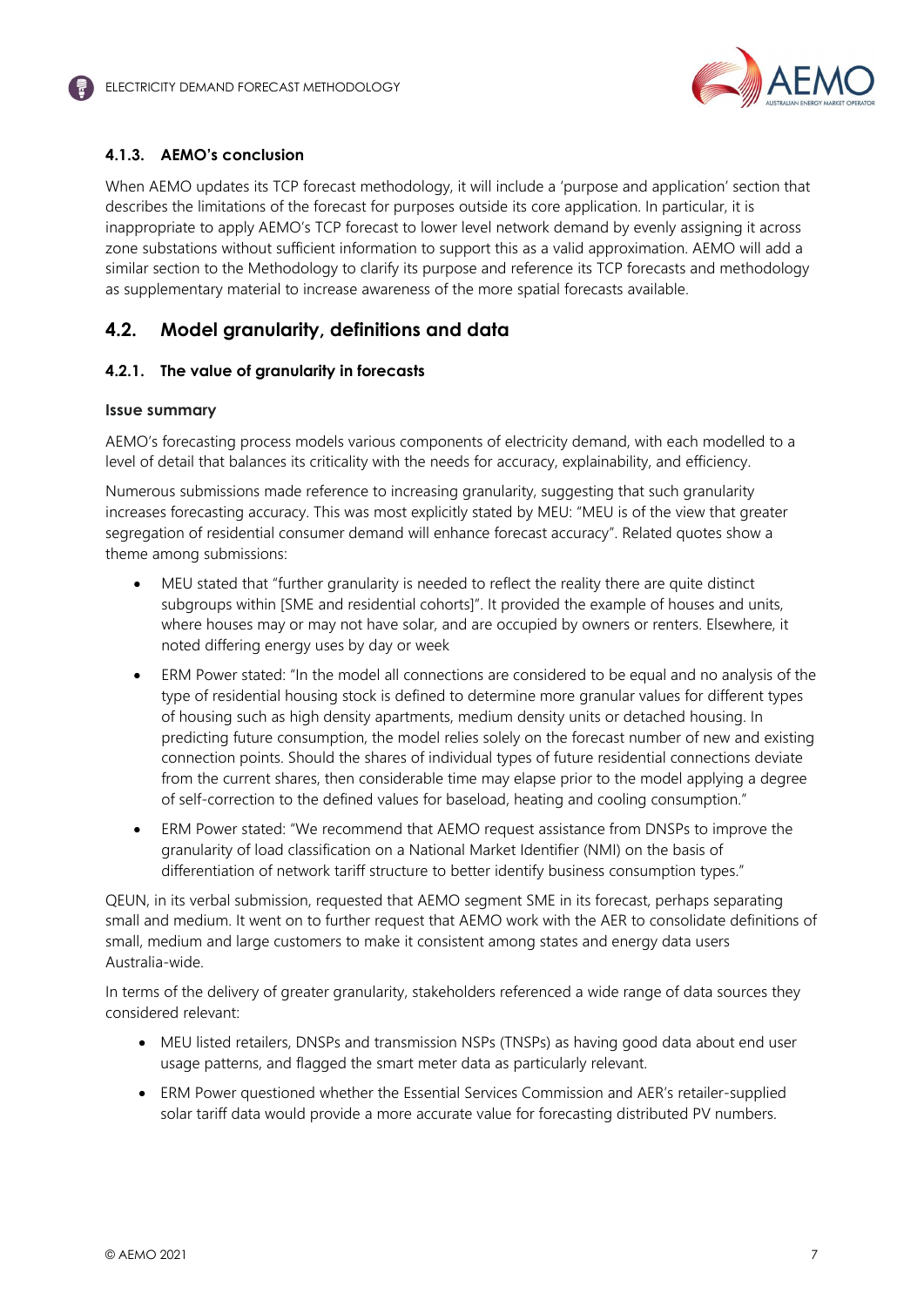### 4.1.3. AEMO's conclusion

When AEMO updates its TCP forecast methodology, it will include a 'purpose and application' section that describes the limitations of the forecast for purposes outside its core application. In particular, it is inappropriate to apply AEMO's TCP forecast to lower level network demand by evenly assigning it across zone substations without sufficient information to support this as a valid approximation. AEMO will add a similar section to the Methodology to clarify its purpose and reference its TCP forecasts and methodology as supplementary material to increase awareness of the more spatial forecasts available.

## 4.2. Model granularity, definitions and data

### 4.2.1. The value of granularity in forecasts

#### Issue summary

AEMO's forecasting process models various components of electricity demand, with each modelled to a level of detail that balances its criticality with the needs for accuracy, explainability, and efficiency.

Numerous submissions made reference to increasing granularity, suggesting that such granularity increases forecasting accuracy. This was most explicitly stated by MEU: "MEU is of the view that greater segregation of residential consumer demand will enhance forecast accuracy". Related quotes show a theme among submissions:

- MEU stated that "further granularity is needed to reflect the reality there are quite distinct subgroups within [SME and residential cohorts]". It provided the example of houses and units, where houses may or may not have solar, and are occupied by owners or renters. Elsewhere, it noted differing energy uses by day or week
- ERM Power stated: "In the model all connections are considered to be equal and no analysis of the type of residential housing stock is defined to determine more granular values for different types of housing such as high density apartments, medium density units or detached housing. In predicting future consumption, the model relies solely on the forecast number of new and existing connection points. Should the shares of individual types of future residential connections deviate from the current shares, then considerable time may elapse prior to the model applying a degree of self-correction to the defined values for baseload, heating and cooling consumption."
- ERM Power stated: "We recommend that AEMO request assistance from DNSPs to improve the granularity of load classification on a National Market Identifier (NMI) on the basis of differentiation of network tariff structure to better identify business consumption types."

QEUN, in its verbal submission, requested that AEMO segment SME in its forecast, perhaps separating small and medium. It went on to further request that AEMO work with the AER to consolidate definitions of small, medium and large customers to make it consistent among states and energy data users Australia-wide.

In terms of the delivery of greater granularity, stakeholders referenced a wide range of data sources they considered relevant:

- MEU listed retailers, DNSPs and transmission NSPs (TNSPs) as having good data about end user usage patterns, and flagged the smart meter data as particularly relevant.
- ERM Power questioned whether the Essential Services Commission and AER's retailer-supplied solar tariff data would provide a more accurate value for forecasting distributed PV numbers.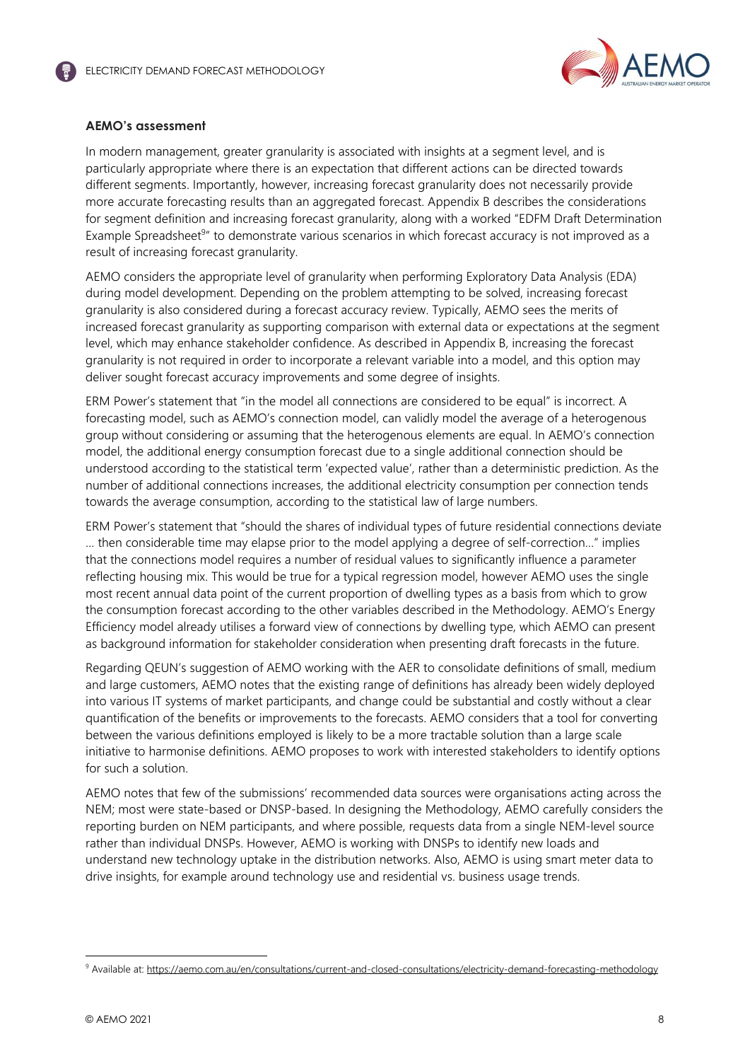**AEMO's assessment**

In modern management, greater granularity is associated with insights at a segment level, and is particularly appropriate where there is an expectation that different actions can be directed towards different segments. Importantly, however, increasing forecast granularity does not necessarily provide more accurate forecasting results than an aggregated forecast. Appendix B describes the considerations for segment definition and increasing forecast granularity, along with a worked "EDFM Draft Determination Example Spreadsheet[9]" to demonstrate various scenarios in which forecast accuracy is not improved as a result of increasing forecast granularity.

AEMO considers the appropriate level of granularity when performing Exploratory Data Analysis (EDA) during model development. Depending on the problem attempting to be solved, increasing forecast granularity is also considered during a forecast accuracy review. Typically, AEMO sees the merits of increased forecast granularity as supporting comparison with external data or expectations at the segment level, which may enhance stakeholder confidence. As described in Appendix B, increasing the forecast granularity is not required in order to incorporate a relevant variable into a model, and this option may deliver sought forecast accuracy improvements and some degree of insights.

ERM Power's statement that "in the model all connections are considered to be equal" is incorrect. A forecasting model, such as AEMO's connection model, can validly model the average of a heterogenous group without considering or assuming that the heterogenous elements are equal. In AEMO's connection model, the additional energy consumption forecast due to a single additional connection should be understood according to the statistical term 'expected value', rather than a deterministic prediction. As the number of additional connections increases, the additional electricity consumption per connection tends towards the average consumption, according to the statistical law of large numbers.

ERM Power's statement that "should the shares of individual types of future residential connections deviate … then considerable time may elapse prior to the model applying a degree of self-correction…" implies that the connections model requires a number of residual values to significantly influence a parameter reflecting housing mix. This would be true for a typical regression model, however AEMO uses the single most recent annual data point of the current proportion of dwelling types as a basis from which to grow the consumption forecast according to the other variables described in the Methodology. AEMO's Energy Efficiency model already utilises a forward view of connections by dwelling type, which AEMO can present as background information for stakeholder consideration when presenting draft forecasts in the future.

Regarding QEUN's suggestion of AEMO working with the AER to consolidate definitions of small, medium and large customers, AEMO notes that the existing range of definitions has already been widely deployed into various IT systems of market participants, and change could be substantial and costly without a clear quantification of the benefits or improvements to the forecasts. AEMO considers that a tool for converting between the various definitions employed is likely to be a more tractable solution than a large scale initiative to harmonise definitions. AEMO proposes to work with interested stakeholders to identify options for such a solution.

AEMO notes that few of the submissions' recommended data sources were organisations acting across the NEM; most were state-based or DNSP-based. In designing the Methodology, AEMO carefully considers the reporting burden on NEM participants, and where possible, requests data from a single NEM-level source rather than individual DNSPs. However, AEMO is working with DNSPs to identify new loads and understand new technology uptake in the distribution networks. Also, AEMO is using smart meter data to drive insights, for example around technology use and residential vs. business usage trends.

[9] Available at: https://aemo.com.au/en/consultations/current-and-closed-consultations/electricity-demand-forecasting-methodology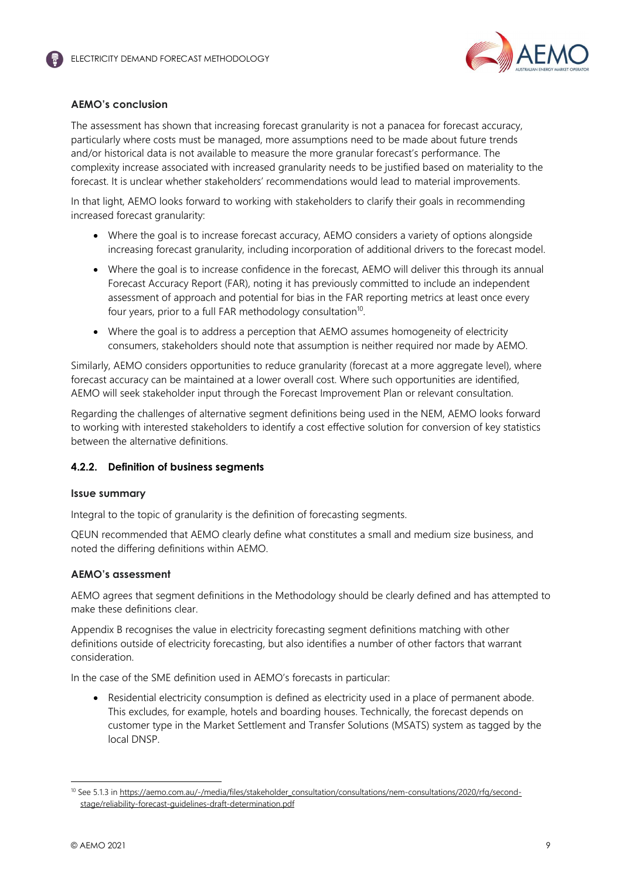**AEMO's conclusion**

The assessment has shown that increasing forecast granularity is not a panacea for forecast accuracy, particularly where costs must be managed, more assumptions need to be made about future trends and/or historical data is not available to measure the more granular forecast's performance. The complexity increase associated with increased granularity needs to be justified based on materiality to the forecast. It is unclear whether stakeholders' recommendations would lead to material improvements.

In that light, AEMO looks forward to working with stakeholders to clarify their goals in recommending increased forecast granularity:

- Where the goal is to increase forecast accuracy, AEMO considers a variety of options alongside increasing forecast granularity, including incorporation of additional drivers to the forecast model.
- Where the goal is to increase confidence in the forecast, AEMO will deliver this through its annual Forecast Accuracy Report (FAR), noting it has previously committed to include an independent assessment of approach and potential for bias in the FAR reporting metrics at least once every four years, prior to a full FAR methodology consultation[10].
- Where the goal is to address a perception that AEMO assumes homogeneity of electricity consumers, stakeholders should note that assumption is neither required nor made by AEMO.

Similarly, AEMO considers opportunities to reduce granularity (forecast at a more aggregate level), where forecast accuracy can be maintained at a lower overall cost. Where such opportunities are identified, AEMO will seek stakeholder input through the Forecast Improvement Plan or relevant consultation.

Regarding the challenges of alternative segment definitions being used in the NEM, AEMO looks forward to working with interested stakeholders to identify a cost effective solution for conversion of key statistics between the alternative definitions.

### 4.2.2. Definition of business segments

**Issue summary**

Integral to the topic of granularity is the definition of forecasting segments.

QEUN recommended that AEMO clearly define what constitutes a small and medium size business, and noted the differing definitions within AEMO.

**AEMO's assessment**

AEMO agrees that segment definitions in the Methodology should be clearly defined and has attempted to make these definitions clear.

Appendix B recognises the value in electricity forecasting segment definitions matching with other definitions outside of electricity forecasting, but also identifies a number of other factors that warrant consideration.

In the case of the SME definition used in AEMO's forecasts in particular:

- Residential electricity consumption is defined as electricity used in a place of permanent abode. This excludes, for example, hotels and boarding houses. Technically, the forecast depends on customer type in the Market Settlement and Transfer Solutions (MSATS) system as tagged by the local DNSP.

[10] See 5.1.3 in https://aemo.com.au/-/media/files/stakeholder_consultation/consultations/nem-consultations/2020/rfg/second-stage/reliability-forecast-guidelines-draft-determination.pdf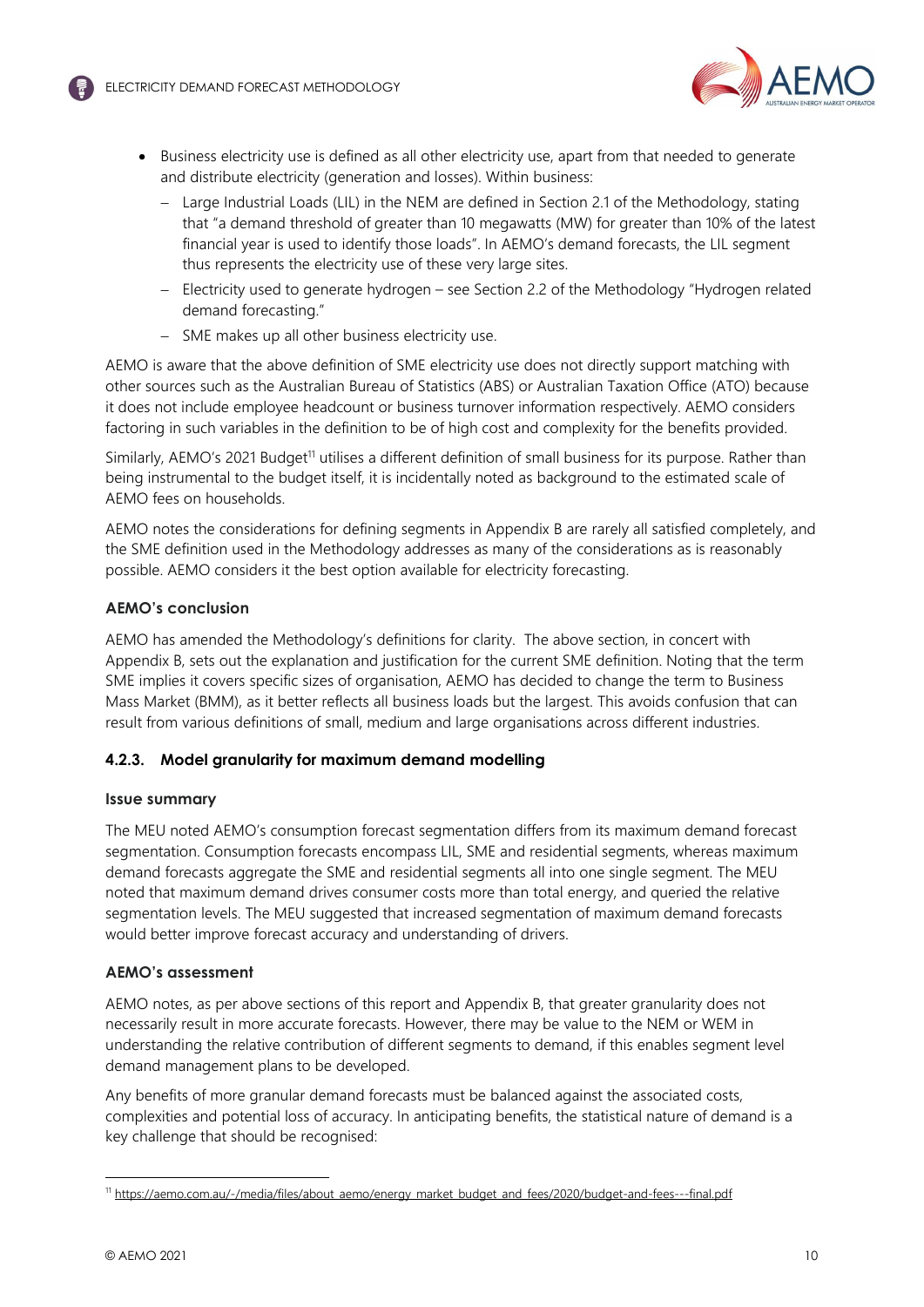- Business electricity use is defined as all other electricity use, apart from that needed to generate and distribute electricity (generation and losses). Within business:
  - Large Industrial Loads (LIL) in the NEM are defined in Section 2.1 of the Methodology, stating that "a demand threshold of greater than 10 megawatts (MW) for greater than 10% of the latest financial year is used to identify those loads". In AEMO's demand forecasts, the LIL segment thus represents the electricity use of these very large sites.
  - Electricity used to generate hydrogen – see Section 2.2 of the Methodology "Hydrogen related demand forecasting."
  - SME makes up all other business electricity use.

AEMO is aware that the above definition of SME electricity use does not directly support matching with other sources such as the Australian Bureau of Statistics (ABS) or Australian Taxation Office (ATO) because it does not include employee headcount or business turnover information respectively. AEMO considers factoring in such variables in the definition to be of high cost and complexity for the benefits provided.

Similarly, AEMO's 2021 Budget[11] utilises a different definition of small business for its purpose. Rather than being instrumental to the budget itself, it is incidentally noted as background to the estimated scale of AEMO fees on households.

AEMO notes the considerations for defining segments in Appendix B are rarely all satisfied completely, and the SME definition used in the Methodology addresses as many of the considerations as is reasonably possible. AEMO considers it the best option available for electricity forecasting.

#### AEMO's conclusion

AEMO has amended the Methodology's definitions for clarity. The above section, in concert with Appendix B, sets out the explanation and justification for the current SME definition. Noting that the term SME implies it covers specific sizes of organisation, AEMO has decided to change the term to Business Mass Market (BMM), as it better reflects all business loads but the largest. This avoids confusion that can result from various definitions of small, medium and large organisations across different industries.

### 4.2.3. Model granularity for maximum demand modelling

#### Issue summary

The MEU noted AEMO's consumption forecast segmentation differs from its maximum demand forecast segmentation. Consumption forecasts encompass LIL, SME and residential segments, whereas maximum demand forecasts aggregate the SME and residential segments all into one single segment. The MEU noted that maximum demand drives consumer costs more than total energy, and queried the relative segmentation levels. The MEU suggested that increased segmentation of maximum demand forecasts would better improve forecast accuracy and understanding of drivers.

#### AEMO's assessment

AEMO notes, as per above sections of this report and Appendix B, that greater granularity does not necessarily result in more accurate forecasts. However, there may be value to the NEM or WEM in understanding the relative contribution of different segments to demand, if this enables segment level demand management plans to be developed.

Any benefits of more granular demand forecasts must be balanced against the associated costs, complexities and potential loss of accuracy. In anticipating benefits, the statistical nature of demand is a key challenge that should be recognised:

[11] https://aemo.com.au/-/media/files/about_aemo/energy_market_budget_and_fees/2020/budget-and-fees---final.pdf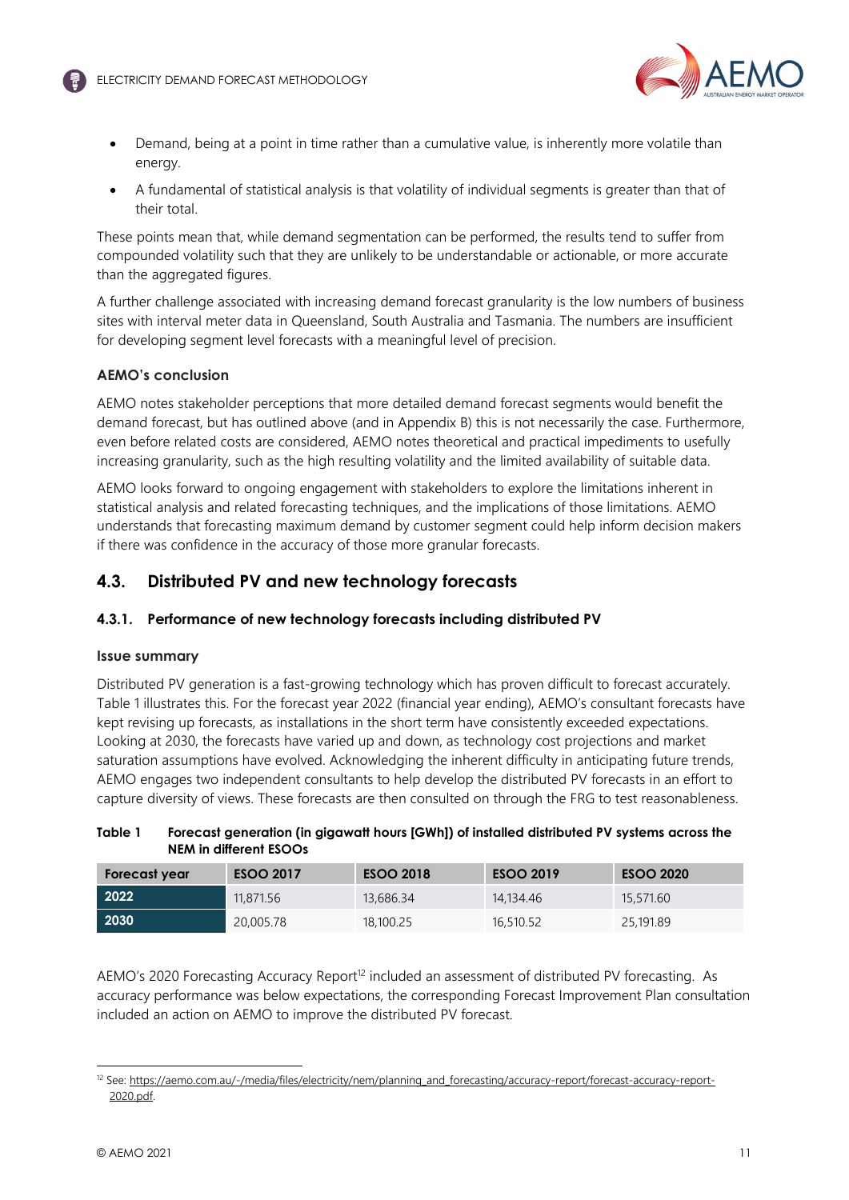- Demand, being at a point in time rather than a cumulative value, is inherently more volatile than energy.
- A fundamental of statistical analysis is that volatility of individual segments is greater than that of their total.

These points mean that, while demand segmentation can be performed, the results tend to suffer from compounded volatility such that they are unlikely to be understandable or actionable, or more accurate than the aggregated figures.

A further challenge associated with increasing demand forecast granularity is the low numbers of business sites with interval meter data in Queensland, South Australia and Tasmania. The numbers are insufficient for developing segment level forecasts with a meaningful level of precision.

#### AEMO's conclusion

AEMO notes stakeholder perceptions that more detailed demand forecast segments would benefit the demand forecast, but has outlined above (and in Appendix B) this is not necessarily the case. Furthermore, even before related costs are considered, AEMO notes theoretical and practical impediments to usefully increasing granularity, such as the high resulting volatility and the limited availability of suitable data.

AEMO looks forward to ongoing engagement with stakeholders to explore the limitations inherent in statistical analysis and related forecasting techniques, and the implications of those limitations. AEMO understands that forecasting maximum demand by customer segment could help inform decision makers if there was confidence in the accuracy of those more granular forecasts.

## 4.3. Distributed PV and new technology forecasts

### 4.3.1. Performance of new technology forecasts including distributed PV

#### Issue summary

Distributed PV generation is a fast-growing technology which has proven difficult to forecast accurately. Table 1 illustrates this. For the forecast year 2022 (financial year ending), AEMO's consultant forecasts have kept revising up forecasts, as installations in the short term have consistently exceeded expectations. Looking at 2030, the forecasts have varied up and down, as technology cost projections and market saturation assumptions have evolved. Acknowledging the inherent difficulty in anticipating future trends, AEMO engages two independent consultants to help develop the distributed PV forecasts in an effort to capture diversity of views. These forecasts are then consulted on through the FRG to test reasonableness.

**Table 1 Forecast generation (in gigawatt hours [GWh]) of installed distributed PV systems across the NEM in different ESOOs**

| Forecast year | ESOO 2017 | ESOO 2018 | ESOO 2019 | ESOO 2020 |
|---|---|---|---|---|
| **2022** | 11,871.56 | 13,686.34 | 14,134.46 | 15,571.60 |
| **2030** | 20,005.78 | 18,100.25 | 16,510.52 | 25,191.89 |

AEMO's 2020 Forecasting Accuracy Report[12] included an assessment of distributed PV forecasting. As accuracy performance was below expectations, the corresponding Forecast Improvement Plan consultation included an action on AEMO to improve the distributed PV forecast.

[12] See: https://aemo.com.au/-/media/files/electricity/nem/planning_and_forecasting/accuracy-report/forecast-accuracy-report-2020.pdf.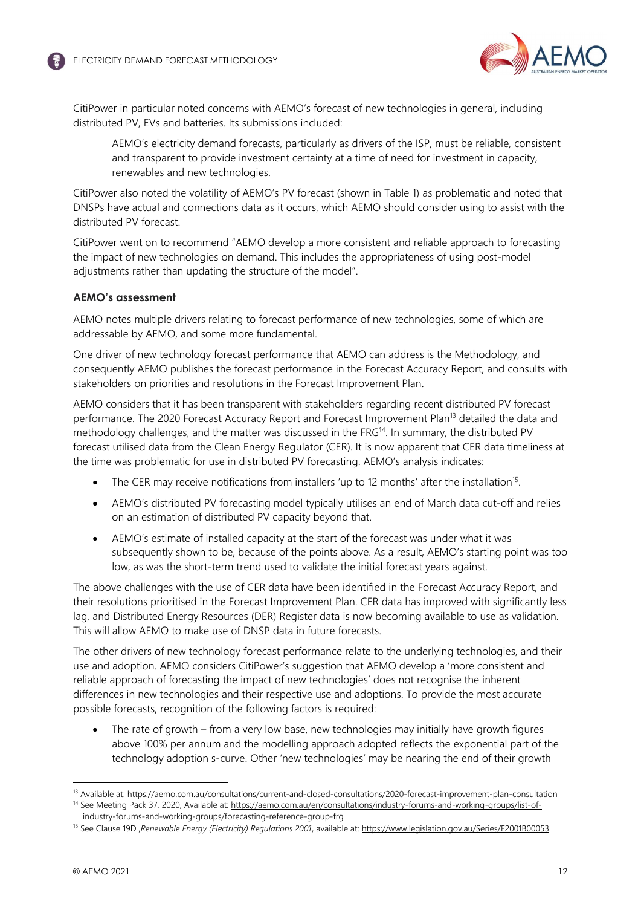CitiPower in particular noted concerns with AEMO's forecast of new technologies in general, including distributed PV, EVs and batteries. Its submissions included:

> AEMO's electricity demand forecasts, particularly as drivers of the ISP, must be reliable, consistent and transparent to provide investment certainty at a time of need for investment in capacity, renewables and new technologies.

CitiPower also noted the volatility of AEMO's PV forecast (shown in Table 1) as problematic and noted that DNSPs have actual and connections data as it occurs, which AEMO should consider using to assist with the distributed PV forecast.

CitiPower went on to recommend "AEMO develop a more consistent and reliable approach to forecasting the impact of new technologies on demand. This includes the appropriateness of using post-model adjustments rather than updating the structure of the model".

**AEMO's assessment**

AEMO notes multiple drivers relating to forecast performance of new technologies, some of which are addressable by AEMO, and some more fundamental.

One driver of new technology forecast performance that AEMO can address is the Methodology, and consequently AEMO publishes the forecast performance in the Forecast Accuracy Report, and consults with stakeholders on priorities and resolutions in the Forecast Improvement Plan.

AEMO considers that it has been transparent with stakeholders regarding recent distributed PV forecast performance. The 2020 Forecast Accuracy Report and Forecast Improvement Plan[13] detailed the data and methodology challenges, and the matter was discussed in the FRG[14]. In summary, the distributed PV forecast utilised data from the Clean Energy Regulator (CER). It is now apparent that CER data timeliness at the time was problematic for use in distributed PV forecasting. AEMO's analysis indicates:

- The CER may receive notifications from installers 'up to 12 months' after the installation[15].
- AEMO's distributed PV forecasting model typically utilises an end of March data cut-off and relies on an estimation of distributed PV capacity beyond that.
- AEMO's estimate of installed capacity at the start of the forecast was under what it was subsequently shown to be, because of the points above. As a result, AEMO's starting point was too low, as was the short-term trend used to validate the initial forecast years against.

The above challenges with the use of CER data have been identified in the Forecast Accuracy Report, and their resolutions prioritised in the Forecast Improvement Plan. CER data has improved with significantly less lag, and Distributed Energy Resources (DER) Register data is now becoming available to use as validation. This will allow AEMO to make use of DNSP data in future forecasts.

The other drivers of new technology forecast performance relate to the underlying technologies, and their use and adoption. AEMO considers CitiPower's suggestion that AEMO develop a 'more consistent and reliable approach of forecasting the impact of new technologies' does not recognise the inherent differences in new technologies and their respective use and adoptions. To provide the most accurate possible forecasts, recognition of the following factors is required:

- The rate of growth – from a very low base, new technologies may initially have growth figures above 100% per annum and the modelling approach adopted reflects the exponential part of the technology adoption s-curve. Other 'new technologies' may be nearing the end of their growth

---

[13] Available at: https://aemo.com.au/consultations/current-and-closed-consultations/2020-forecast-improvement-plan-consultation

[14] See Meeting Pack 37, 2020, Available at: https://aemo.com.au/en/consultations/industry-forums-and-working-groups/list-of-industry-forums-and-working-groups/forecasting-reference-group-frg

[15] See Clause 19D ,*Renewable Energy (Electricity) Regulations 2001*, available at: https://www.legislation.gov.au/Series/F2001B00053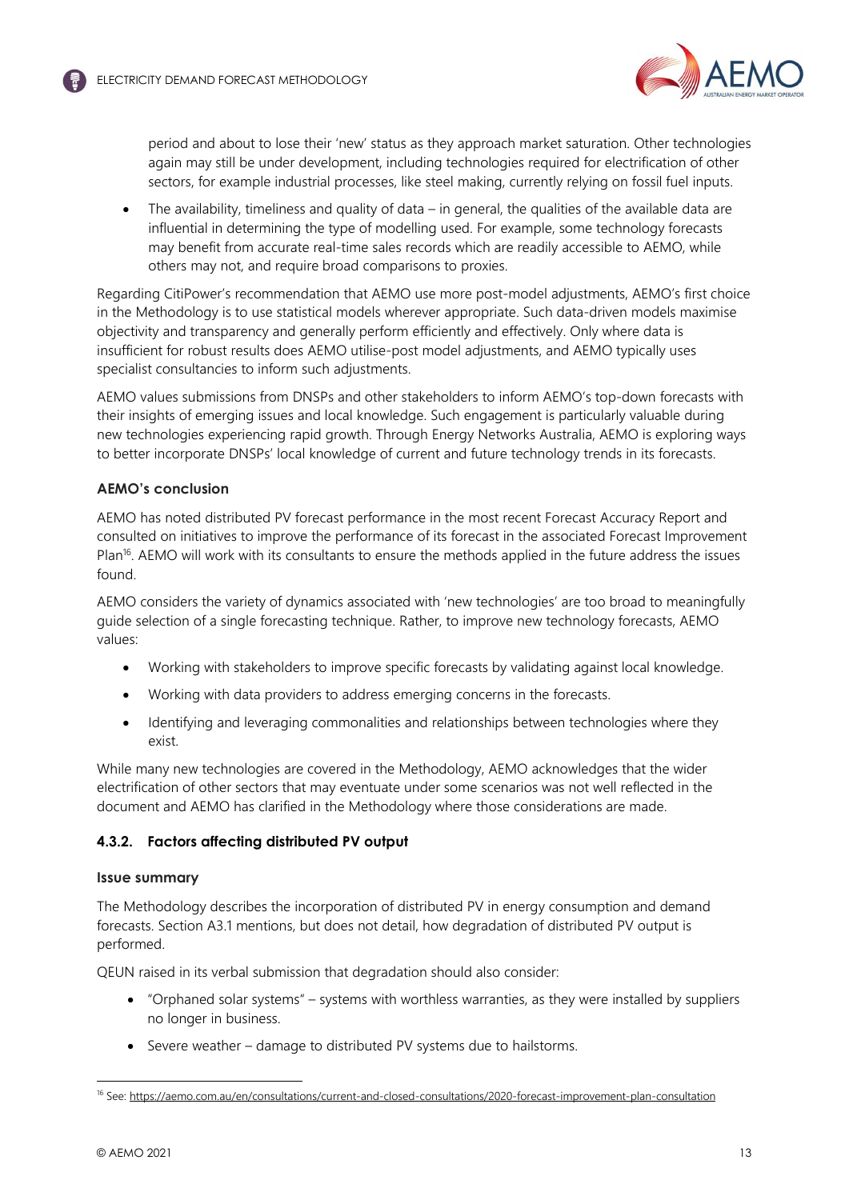period and about to lose their 'new' status as they approach market saturation. Other technologies again may still be under development, including technologies required for electrification of other sectors, for example industrial processes, like steel making, currently relying on fossil fuel inputs.

- The availability, timeliness and quality of data – in general, the qualities of the available data are influential in determining the type of modelling used. For example, some technology forecasts may benefit from accurate real-time sales records which are readily accessible to AEMO, while others may not, and require broad comparisons to proxies.

Regarding CitiPower's recommendation that AEMO use more post-model adjustments, AEMO's first choice in the Methodology is to use statistical models wherever appropriate. Such data-driven models maximise objectivity and transparency and generally perform efficiently and effectively. Only where data is insufficient for robust results does AEMO utilise-post model adjustments, and AEMO typically uses specialist consultancies to inform such adjustments.

AEMO values submissions from DNSPs and other stakeholders to inform AEMO's top-down forecasts with their insights of emerging issues and local knowledge. Such engagement is particularly valuable during new technologies experiencing rapid growth. Through Energy Networks Australia, AEMO is exploring ways to better incorporate DNSPs' local knowledge of current and future technology trends in its forecasts.

**AEMO's conclusion**

AEMO has noted distributed PV forecast performance in the most recent Forecast Accuracy Report and consulted on initiatives to improve the performance of its forecast in the associated Forecast Improvement Plan[16]. AEMO will work with its consultants to ensure the methods applied in the future address the issues found.

AEMO considers the variety of dynamics associated with 'new technologies' are too broad to meaningfully guide selection of a single forecasting technique. Rather, to improve new technology forecasts, AEMO values:

- Working with stakeholders to improve specific forecasts by validating against local knowledge.
- Working with data providers to address emerging concerns in the forecasts.
- Identifying and leveraging commonalities and relationships between technologies where they exist.

While many new technologies are covered in the Methodology, AEMO acknowledges that the wider electrification of other sectors that may eventuate under some scenarios was not well reflected in the document and AEMO has clarified in the Methodology where those considerations are made.

### 4.3.2. Factors affecting distributed PV output

**Issue summary**

The Methodology describes the incorporation of distributed PV in energy consumption and demand forecasts. Section A3.1 mentions, but does not detail, how degradation of distributed PV output is performed.

QEUN raised in its verbal submission that degradation should also consider:

- "Orphaned solar systems" – systems with worthless warranties, as they were installed by suppliers no longer in business.
- Severe weather – damage to distributed PV systems due to hailstorms.

[16] See: https://aemo.com.au/en/consultations/current-and-closed-consultations/2020-forecast-improvement-plan-consultation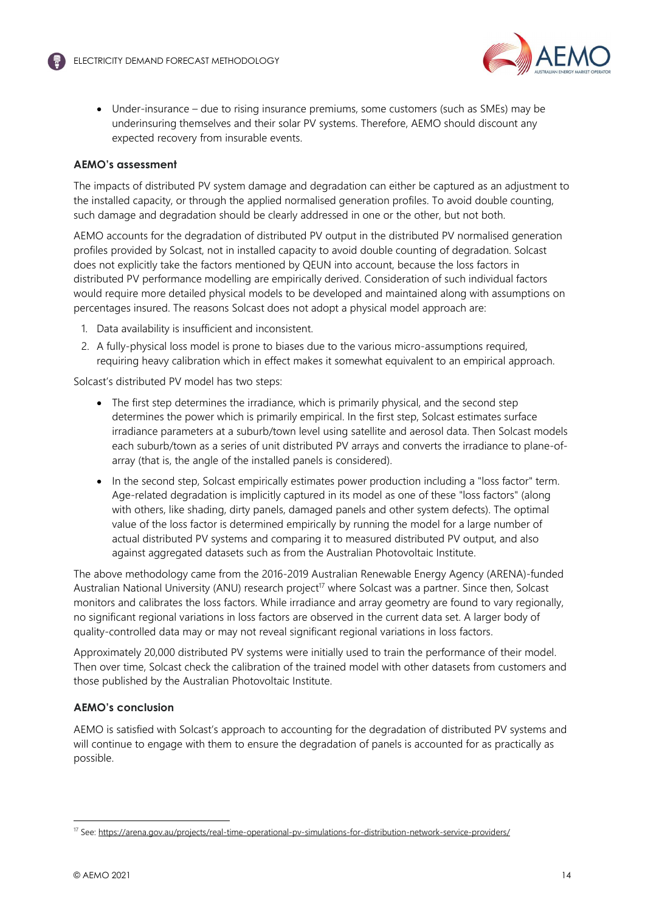- Under-insurance – due to rising insurance premiums, some customers (such as SMEs) may be underinsuring themselves and their solar PV systems. Therefore, AEMO should discount any expected recovery from insurable events.

#### AEMO's assessment

The impacts of distributed PV system damage and degradation can either be captured as an adjustment to the installed capacity, or through the applied normalised generation profiles. To avoid double counting, such damage and degradation should be clearly addressed in one or the other, but not both.

AEMO accounts for the degradation of distributed PV output in the distributed PV normalised generation profiles provided by Solcast, not in installed capacity to avoid double counting of degradation. Solcast does not explicitly take the factors mentioned by QEUN into account, because the loss factors in distributed PV performance modelling are empirically derived. Consideration of such individual factors would require more detailed physical models to be developed and maintained along with assumptions on percentages insured. The reasons Solcast does not adopt a physical model approach are:

1. Data availability is insufficient and inconsistent.
2. A fully-physical loss model is prone to biases due to the various micro-assumptions required, requiring heavy calibration which in effect makes it somewhat equivalent to an empirical approach.

Solcast's distributed PV model has two steps:

- The first step determines the irradiance, which is primarily physical, and the second step determines the power which is primarily empirical. In the first step, Solcast estimates surface irradiance parameters at a suburb/town level using satellite and aerosol data. Then Solcast models each suburb/town as a series of unit distributed PV arrays and converts the irradiance to plane-of-array (that is, the angle of the installed panels is considered).
- In the second step, Solcast empirically estimates power production including a "loss factor" term. Age-related degradation is implicitly captured in its model as one of these "loss factors" (along with others, like shading, dirty panels, damaged panels and other system defects). The optimal value of the loss factor is determined empirically by running the model for a large number of actual distributed PV systems and comparing it to measured distributed PV output, and also against aggregated datasets such as from the Australian Photovoltaic Institute.

The above methodology came from the 2016-2019 Australian Renewable Energy Agency (ARENA)-funded Australian National University (ANU) research project[17] where Solcast was a partner. Since then, Solcast monitors and calibrates the loss factors. While irradiance and array geometry are found to vary regionally, no significant regional variations in loss factors are observed in the current data set. A larger body of quality-controlled data may or may not reveal significant regional variations in loss factors.

Approximately 20,000 distributed PV systems were initially used to train the performance of their model. Then over time, Solcast check the calibration of the trained model with other datasets from customers and those published by the Australian Photovoltaic Institute.

#### AEMO's conclusion

AEMO is satisfied with Solcast's approach to accounting for the degradation of distributed PV systems and will continue to engage with them to ensure the degradation of panels is accounted for as practically as possible.

---

[17] See: https://arena.gov.au/projects/real-time-operational-pv-simulations-for-distribution-network-service-providers/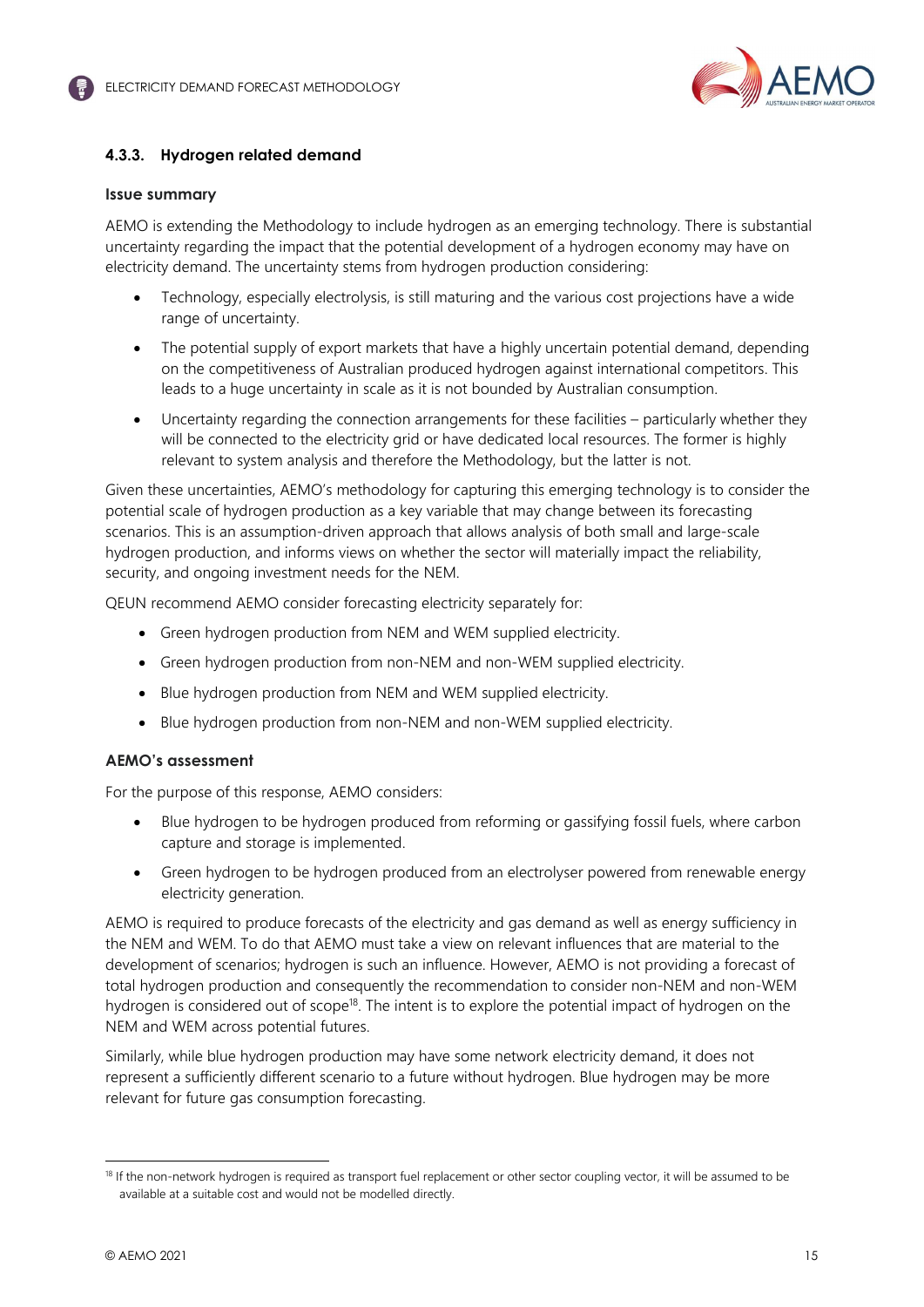### 4.3.3. Hydrogen related demand

#### Issue summary

AEMO is extending the Methodology to include hydrogen as an emerging technology. There is substantial uncertainty regarding the impact that the potential development of a hydrogen economy may have on electricity demand. The uncertainty stems from hydrogen production considering:

- Technology, especially electrolysis, is still maturing and the various cost projections have a wide range of uncertainty.
- The potential supply of export markets that have a highly uncertain potential demand, depending on the competitiveness of Australian produced hydrogen against international competitors. This leads to a huge uncertainty in scale as it is not bounded by Australian consumption.
- Uncertainty regarding the connection arrangements for these facilities – particularly whether they will be connected to the electricity grid or have dedicated local resources. The former is highly relevant to system analysis and therefore the Methodology, but the latter is not.

Given these uncertainties, AEMO's methodology for capturing this emerging technology is to consider the potential scale of hydrogen production as a key variable that may change between its forecasting scenarios. This is an assumption-driven approach that allows analysis of both small and large-scale hydrogen production, and informs views on whether the sector will materially impact the reliability, security, and ongoing investment needs for the NEM.

QEUN recommend AEMO consider forecasting electricity separately for:

- Green hydrogen production from NEM and WEM supplied electricity.
- Green hydrogen production from non-NEM and non-WEM supplied electricity.
- Blue hydrogen production from NEM and WEM supplied electricity.
- Blue hydrogen production from non-NEM and non-WEM supplied electricity.

#### AEMO's assessment

For the purpose of this response, AEMO considers:

- Blue hydrogen to be hydrogen produced from reforming or gassifying fossil fuels, where carbon capture and storage is implemented.
- Green hydrogen to be hydrogen produced from an electrolyser powered from renewable energy electricity generation.

AEMO is required to produce forecasts of the electricity and gas demand as well as energy sufficiency in the NEM and WEM. To do that AEMO must take a view on relevant influences that are material to the development of scenarios; hydrogen is such an influence. However, AEMO is not providing a forecast of total hydrogen production and consequently the recommendation to consider non-NEM and non-WEM hydrogen is considered out of scope[18]. The intent is to explore the potential impact of hydrogen on the NEM and WEM across potential futures.

Similarly, while blue hydrogen production may have some network electricity demand, it does not represent a sufficiently different scenario to a future without hydrogen. Blue hydrogen may be more relevant for future gas consumption forecasting.

[18] If the non-network hydrogen is required as transport fuel replacement or other sector coupling vector, it will be assumed to be available at a suitable cost and would not be modelled directly.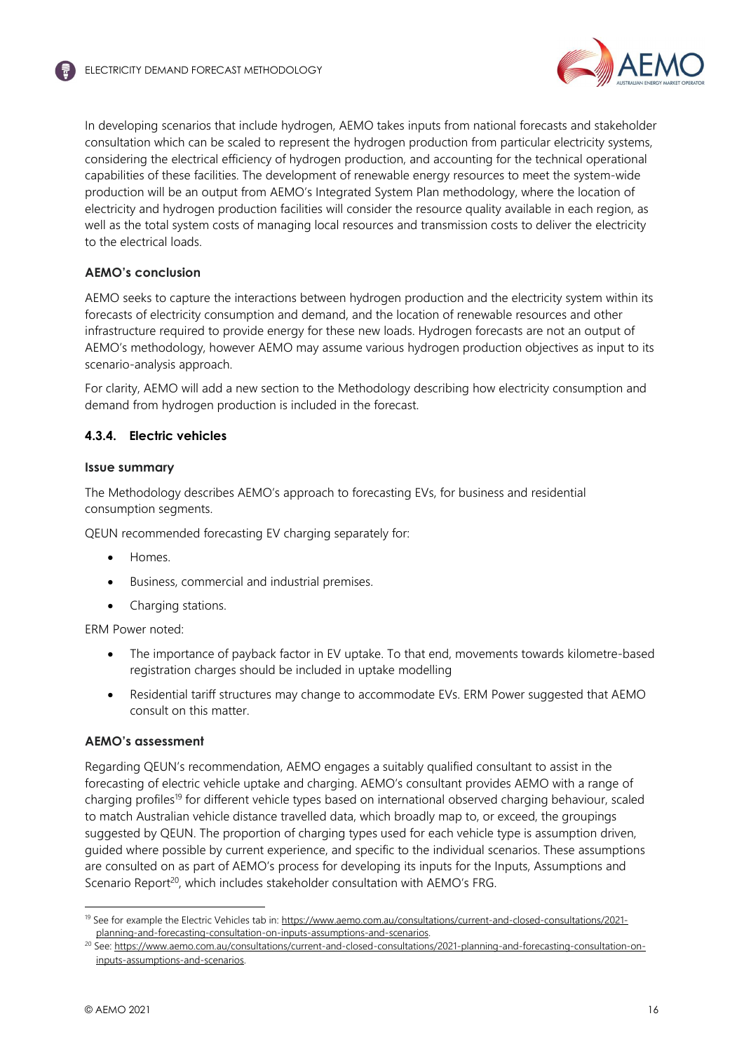In developing scenarios that include hydrogen, AEMO takes inputs from national forecasts and stakeholder consultation which can be scaled to represent the hydrogen production from particular electricity systems, considering the electrical efficiency of hydrogen production, and accounting for the technical operational capabilities of these facilities. The development of renewable energy resources to meet the system-wide production will be an output from AEMO's Integrated System Plan methodology, where the location of electricity and hydrogen production facilities will consider the resource quality available in each region, as well as the total system costs of managing local resources and transmission costs to deliver the electricity to the electrical loads.

#### AEMO's conclusion

AEMO seeks to capture the interactions between hydrogen production and the electricity system within its forecasts of electricity consumption and demand, and the location of renewable resources and other infrastructure required to provide energy for these new loads. Hydrogen forecasts are not an output of AEMO's methodology, however AEMO may assume various hydrogen production objectives as input to its scenario-analysis approach.

For clarity, AEMO will add a new section to the Methodology describing how electricity consumption and demand from hydrogen production is included in the forecast.

### 4.3.4. Electric vehicles

#### Issue summary

The Methodology describes AEMO's approach to forecasting EVs, for business and residential consumption segments.

QEUN recommended forecasting EV charging separately for:

- Homes.
- Business, commercial and industrial premises.
- Charging stations.

ERM Power noted:

- The importance of payback factor in EV uptake. To that end, movements towards kilometre-based registration charges should be included in uptake modelling
- Residential tariff structures may change to accommodate EVs. ERM Power suggested that AEMO consult on this matter.

#### AEMO's assessment

Regarding QEUN's recommendation, AEMO engages a suitably qualified consultant to assist in the forecasting of electric vehicle uptake and charging. AEMO's consultant provides AEMO with a range of charging profiles[19] for different vehicle types based on international observed charging behaviour, scaled to match Australian vehicle distance travelled data, which broadly map to, or exceed, the groupings suggested by QEUN. The proportion of charging types used for each vehicle type is assumption driven, guided where possible by current experience, and specific to the individual scenarios. These assumptions are consulted on as part of AEMO's process for developing its inputs for the Inputs, Assumptions and Scenario Report[20], which includes stakeholder consultation with AEMO's FRG.

---

[19] See for example the Electric Vehicles tab in: https://www.aemo.com.au/consultations/current-and-closed-consultations/2021-planning-and-forecasting-consultation-on-inputs-assumptions-and-scenarios.

[20] See: https://www.aemo.com.au/consultations/current-and-closed-consultations/2021-planning-and-forecasting-consultation-on-inputs-assumptions-and-scenarios.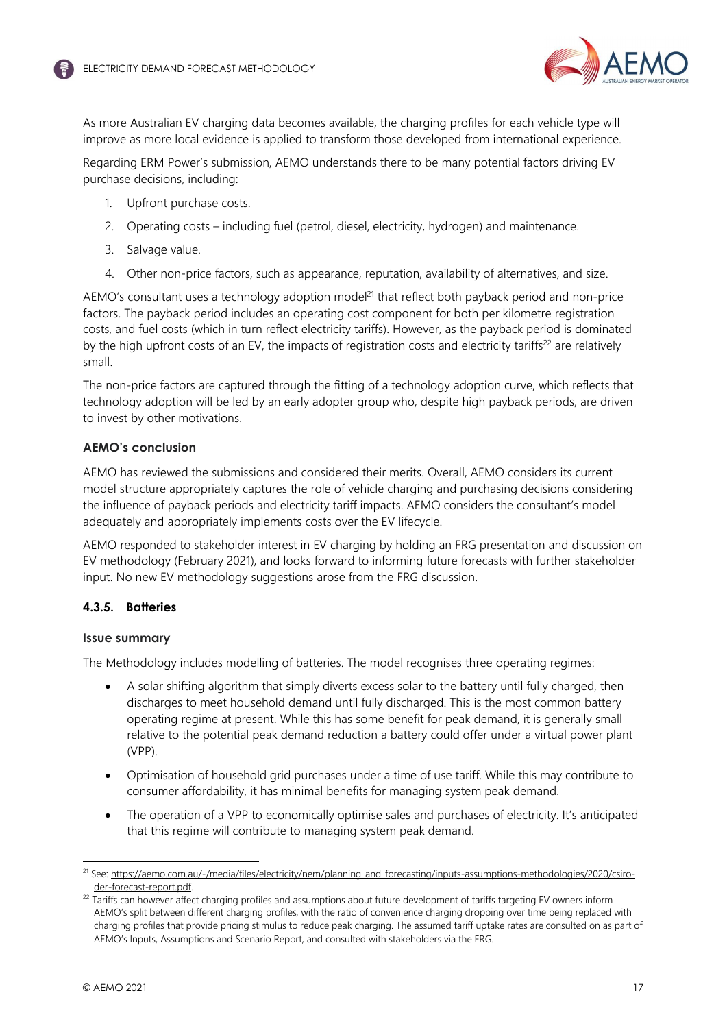As more Australian EV charging data becomes available, the charging profiles for each vehicle type will improve as more local evidence is applied to transform those developed from international experience.

Regarding ERM Power's submission, AEMO understands there to be many potential factors driving EV purchase decisions, including:

1. Upfront purchase costs.
2. Operating costs – including fuel (petrol, diesel, electricity, hydrogen) and maintenance.
3. Salvage value.
4. Other non-price factors, such as appearance, reputation, availability of alternatives, and size.

AEMO's consultant uses a technology adoption model[21] that reflect both payback period and non-price factors. The payback period includes an operating cost component for both per kilometre registration costs, and fuel costs (which in turn reflect electricity tariffs). However, as the payback period is dominated by the high upfront costs of an EV, the impacts of registration costs and electricity tariffs[22] are relatively small.

The non-price factors are captured through the fitting of a technology adoption curve, which reflects that technology adoption will be led by an early adopter group who, despite high payback periods, are driven to invest by other motivations.

**AEMO's conclusion**

AEMO has reviewed the submissions and considered their merits. Overall, AEMO considers its current model structure appropriately captures the role of vehicle charging and purchasing decisions considering the influence of payback periods and electricity tariff impacts. AEMO considers the consultant's model adequately and appropriately implements costs over the EV lifecycle.

AEMO responded to stakeholder interest in EV charging by holding an FRG presentation and discussion on EV methodology (February 2021), and looks forward to informing future forecasts with further stakeholder input. No new EV methodology suggestions arose from the FRG discussion.

### 4.3.5. Batteries

**Issue summary**

The Methodology includes modelling of batteries. The model recognises three operating regimes:

- A solar shifting algorithm that simply diverts excess solar to the battery until fully charged, then discharges to meet household demand until fully discharged. This is the most common battery operating regime at present. While this has some benefit for peak demand, it is generally small relative to the potential peak demand reduction a battery could offer under a virtual power plant (VPP).
- Optimisation of household grid purchases under a time of use tariff. While this may contribute to consumer affordability, it has minimal benefits for managing system peak demand.
- The operation of a VPP to economically optimise sales and purchases of electricity. It's anticipated that this regime will contribute to managing system peak demand.

---

[21] See: https://aemo.com.au/-/media/files/electricity/nem/planning_and_forecasting/inputs-assumptions-methodologies/2020/csiro-der-forecast-report.pdf.

[22] Tariffs can however affect charging profiles and assumptions about future development of tariffs targeting EV owners inform AEMO's split between different charging profiles, with the ratio of convenience charging dropping over time being replaced with charging profiles that provide pricing stimulus to reduce peak charging. The assumed tariff uptake rates are consulted on as part of AEMO's Inputs, Assumptions and Scenario Report, and consulted with stakeholders via the FRG.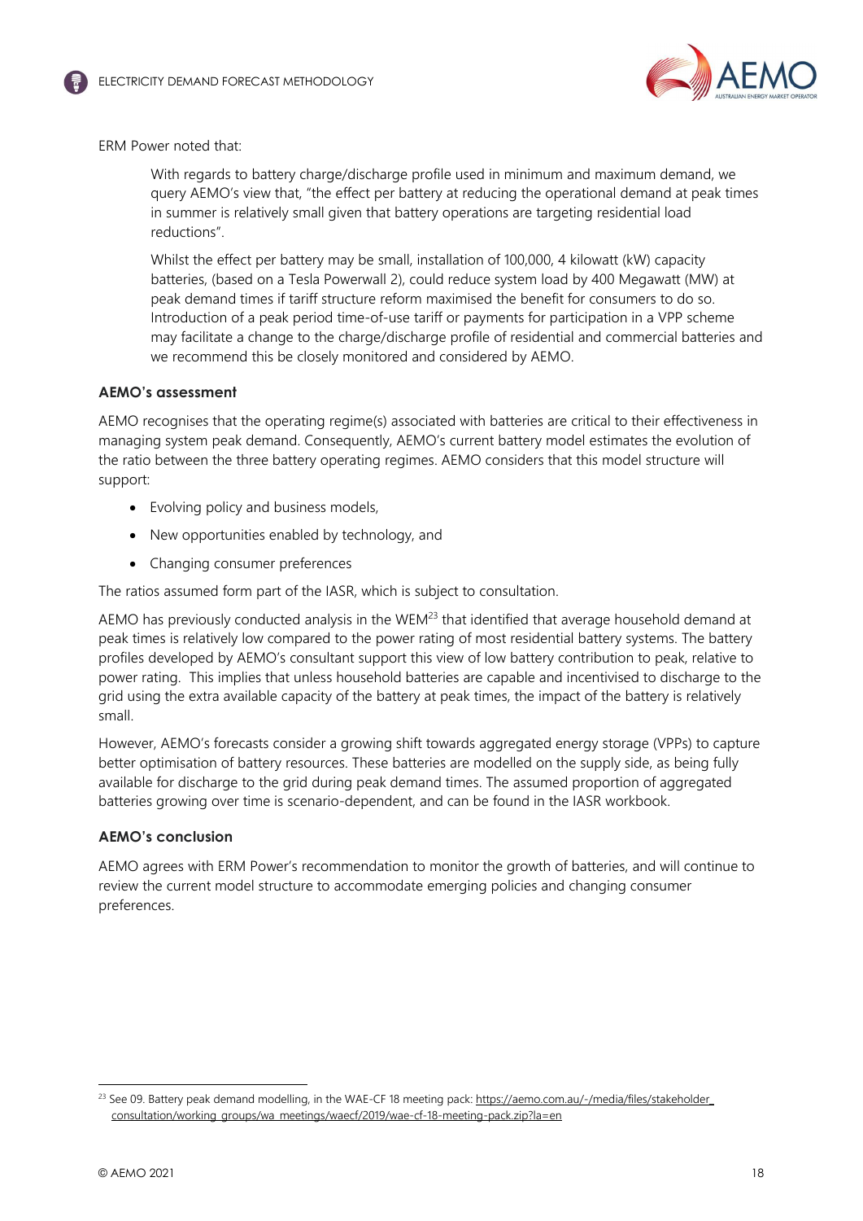ERM Power noted that:

> With regards to battery charge/discharge profile used in minimum and maximum demand, we query AEMO's view that, "the effect per battery at reducing the operational demand at peak times in summer is relatively small given that battery operations are targeting residential load reductions".
>
> Whilst the effect per battery may be small, installation of 100,000, 4 kilowatt (kW) capacity batteries, (based on a Tesla Powerwall 2), could reduce system load by 400 Megawatt (MW) at peak demand times if tariff structure reform maximised the benefit for consumers to do so. Introduction of a peak period time-of-use tariff or payments for participation in a VPP scheme may facilitate a change to the charge/discharge profile of residential and commercial batteries and we recommend this be closely monitored and considered by AEMO.

**AEMO's assessment**

AEMO recognises that the operating regime(s) associated with batteries are critical to their effectiveness in managing system peak demand. Consequently, AEMO's current battery model estimates the evolution of the ratio between the three battery operating regimes. AEMO considers that this model structure will support:

- Evolving policy and business models,
- New opportunities enabled by technology, and
- Changing consumer preferences

The ratios assumed form part of the IASR, which is subject to consultation.

AEMO has previously conducted analysis in the WEM[23] that identified that average household demand at peak times is relatively low compared to the power rating of most residential battery systems. The battery profiles developed by AEMO's consultant support this view of low battery contribution to peak, relative to power rating. This implies that unless household batteries are capable and incentivised to discharge to the grid using the extra available capacity of the battery at peak times, the impact of the battery is relatively small.

However, AEMO's forecasts consider a growing shift towards aggregated energy storage (VPPs) to capture better optimisation of battery resources. These batteries are modelled on the supply side, as being fully available for discharge to the grid during peak demand times. The assumed proportion of aggregated batteries growing over time is scenario-dependent, and can be found in the IASR workbook.

**AEMO's conclusion**

AEMO agrees with ERM Power's recommendation to monitor the growth of batteries, and will continue to review the current model structure to accommodate emerging policies and changing consumer preferences.

---

[23] See 09. Battery peak demand modelling, in the WAE-CF 18 meeting pack: https://aemo.com.au/-/media/files/stakeholder_consultation/working_groups/wa_meetings/waecf/2019/wae-cf-18-meeting-pack.zip?la=en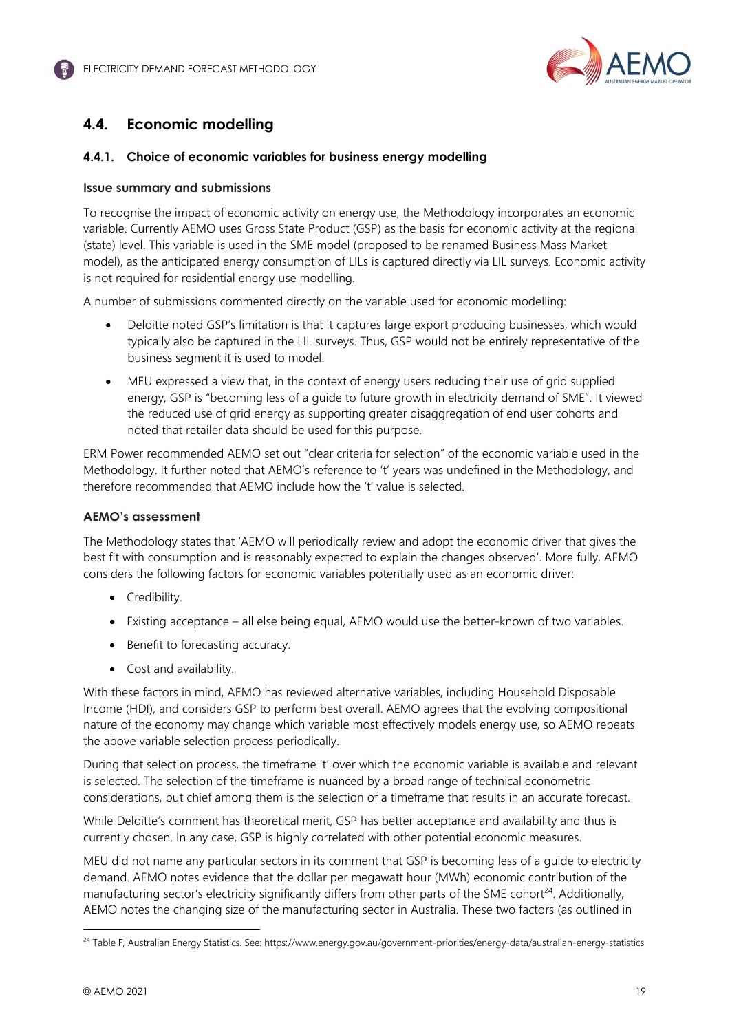## 4.4. Economic modelling

### 4.4.1. Choice of economic variables for business energy modelling

#### Issue summary and submissions

To recognise the impact of economic activity on energy use, the Methodology incorporates an economic variable. Currently AEMO uses Gross State Product (GSP) as the basis for economic activity at the regional (state) level. This variable is used in the SME model (proposed to be renamed Business Mass Market model), as the anticipated energy consumption of LILs is captured directly via LIL surveys. Economic activity is not required for residential energy use modelling.

A number of submissions commented directly on the variable used for economic modelling:

- Deloitte noted GSP's limitation is that it captures large export producing businesses, which would typically also be captured in the LIL surveys. Thus, GSP would not be entirely representative of the business segment it is used to model.
- MEU expressed a view that, in the context of energy users reducing their use of grid supplied energy, GSP is "becoming less of a guide to future growth in electricity demand of SME". It viewed the reduced use of grid energy as supporting greater disaggregation of end user cohorts and noted that retailer data should be used for this purpose.

ERM Power recommended AEMO set out "clear criteria for selection" of the economic variable used in the Methodology. It further noted that AEMO's reference to 't' years was undefined in the Methodology, and therefore recommended that AEMO include how the 't' value is selected.

#### AEMO's assessment

The Methodology states that 'AEMO will periodically review and adopt the economic driver that gives the best fit with consumption and is reasonably expected to explain the changes observed'. More fully, AEMO considers the following factors for economic variables potentially used as an economic driver:

- Credibility.
- Existing acceptance – all else being equal, AEMO would use the better-known of two variables.
- Benefit to forecasting accuracy.
- Cost and availability.

With these factors in mind, AEMO has reviewed alternative variables, including Household Disposable Income (HDI), and considers GSP to perform best overall. AEMO agrees that the evolving compositional nature of the economy may change which variable most effectively models energy use, so AEMO repeats the above variable selection process periodically.

During that selection process, the timeframe 't' over which the economic variable is available and relevant is selected. The selection of the timeframe is nuanced by a broad range of technical econometric considerations, but chief among them is the selection of a timeframe that results in an accurate forecast.

While Deloitte's comment has theoretical merit, GSP has better acceptance and availability and thus is currently chosen. In any case, GSP is highly correlated with other potential economic measures.

MEU did not name any particular sectors in its comment that GSP is becoming less of a guide to electricity demand. AEMO notes evidence that the dollar per megawatt hour (MWh) economic contribution of the manufacturing sector's electricity significantly differs from other parts of the SME cohort[24]. Additionally, AEMO notes the changing size of the manufacturing sector in Australia. These two factors (as outlined in

---

[24] Table F, Australian Energy Statistics. See: https://www.energy.gov.au/government-priorities/energy-data/australian-energy-statistics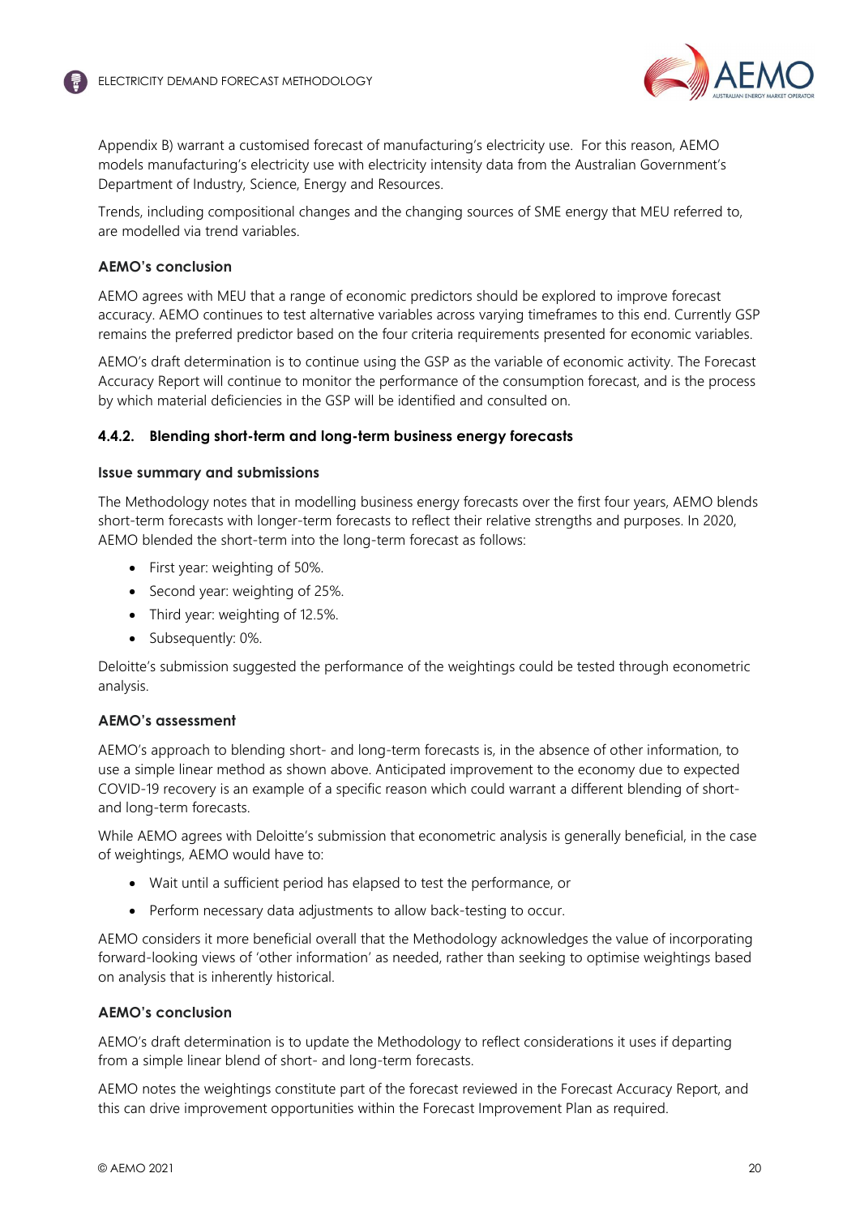Appendix B) warrant a customised forecast of manufacturing's electricity use. For this reason, AEMO models manufacturing's electricity use with electricity intensity data from the Australian Government's Department of Industry, Science, Energy and Resources.

Trends, including compositional changes and the changing sources of SME energy that MEU referred to, are modelled via trend variables.

#### AEMO's conclusion

AEMO agrees with MEU that a range of economic predictors should be explored to improve forecast accuracy. AEMO continues to test alternative variables across varying timeframes to this end. Currently GSP remains the preferred predictor based on the four criteria requirements presented for economic variables.

AEMO's draft determination is to continue using the GSP as the variable of economic activity. The Forecast Accuracy Report will continue to monitor the performance of the consumption forecast, and is the process by which material deficiencies in the GSP will be identified and consulted on.

### 4.4.2. Blending short-term and long-term business energy forecasts

#### Issue summary and submissions

The Methodology notes that in modelling business energy forecasts over the first four years, AEMO blends short-term forecasts with longer-term forecasts to reflect their relative strengths and purposes. In 2020, AEMO blended the short-term into the long-term forecast as follows:

- First year: weighting of 50%.
- Second year: weighting of 25%.
- Third year: weighting of 12.5%.
- Subsequently: 0%.

Deloitte's submission suggested the performance of the weightings could be tested through econometric analysis.

#### AEMO's assessment

AEMO's approach to blending short- and long-term forecasts is, in the absence of other information, to use a simple linear method as shown above. Anticipated improvement to the economy due to expected COVID-19 recovery is an example of a specific reason which could warrant a different blending of short- and long-term forecasts.

While AEMO agrees with Deloitte's submission that econometric analysis is generally beneficial, in the case of weightings, AEMO would have to:

- Wait until a sufficient period has elapsed to test the performance, or
- Perform necessary data adjustments to allow back-testing to occur.

AEMO considers it more beneficial overall that the Methodology acknowledges the value of incorporating forward-looking views of 'other information' as needed, rather than seeking to optimise weightings based on analysis that is inherently historical.

#### AEMO's conclusion

AEMO's draft determination is to update the Methodology to reflect considerations it uses if departing from a simple linear blend of short- and long-term forecasts.

AEMO notes the weightings constitute part of the forecast reviewed in the Forecast Accuracy Report, and this can drive improvement opportunities within the Forecast Improvement Plan as required.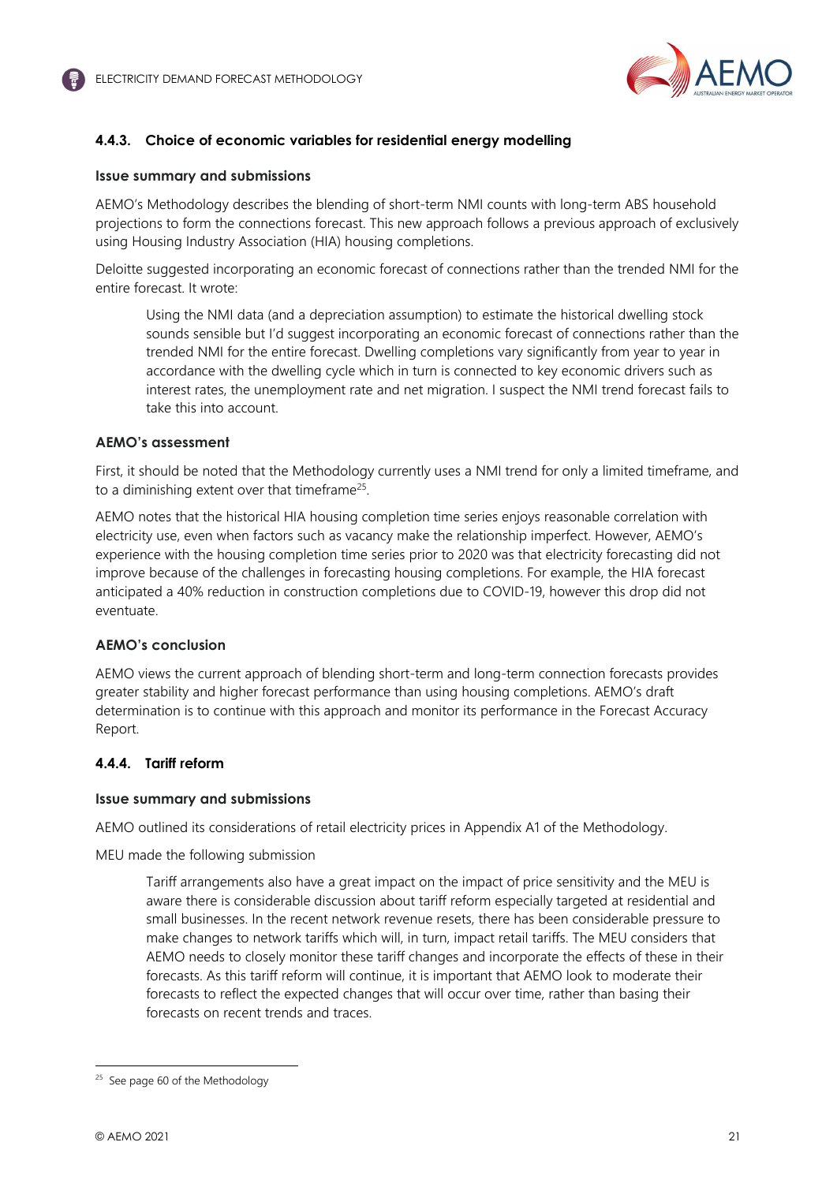### 4.4.3. Choice of economic variables for residential energy modelling

#### Issue summary and submissions

AEMO's Methodology describes the blending of short-term NMI counts with long-term ABS household projections to form the connections forecast. This new approach follows a previous approach of exclusively using Housing Industry Association (HIA) housing completions.

Deloitte suggested incorporating an economic forecast of connections rather than the trended NMI for the entire forecast. It wrote:

> Using the NMI data (and a depreciation assumption) to estimate the historical dwelling stock sounds sensible but I'd suggest incorporating an economic forecast of connections rather than the trended NMI for the entire forecast. Dwelling completions vary significantly from year to year in accordance with the dwelling cycle which in turn is connected to key economic drivers such as interest rates, the unemployment rate and net migration. I suspect the NMI trend forecast fails to take this into account.

#### AEMO's assessment

First, it should be noted that the Methodology currently uses a NMI trend for only a limited timeframe, and to a diminishing extent over that timeframe[25].

AEMO notes that the historical HIA housing completion time series enjoys reasonable correlation with electricity use, even when factors such as vacancy make the relationship imperfect. However, AEMO's experience with the housing completion time series prior to 2020 was that electricity forecasting did not improve because of the challenges in forecasting housing completions. For example, the HIA forecast anticipated a 40% reduction in construction completions due to COVID-19, however this drop did not eventuate.

#### AEMO's conclusion

AEMO views the current approach of blending short-term and long-term connection forecasts provides greater stability and higher forecast performance than using housing completions. AEMO's draft determination is to continue with this approach and monitor its performance in the Forecast Accuracy Report.

### 4.4.4. Tariff reform

#### Issue summary and submissions

AEMO outlined its considerations of retail electricity prices in Appendix A1 of the Methodology.

MEU made the following submission

> Tariff arrangements also have a great impact on the impact of price sensitivity and the MEU is aware there is considerable discussion about tariff reform especially targeted at residential and small businesses. In the recent network revenue resets, there has been considerable pressure to make changes to network tariffs which will, in turn, impact retail tariffs. The MEU considers that AEMO needs to closely monitor these tariff changes and incorporate the effects of these in their forecasts. As this tariff reform will continue, it is important that AEMO look to moderate their forecasts to reflect the expected changes that will occur over time, rather than basing their forecasts on recent trends and traces.

[25] See page 60 of the Methodology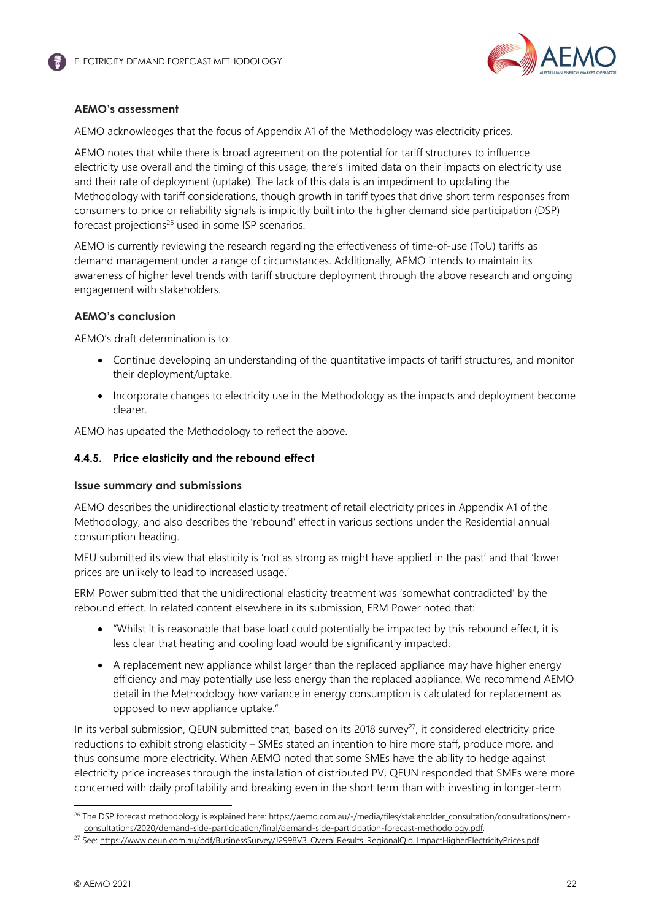**AEMO's assessment**

AEMO acknowledges that the focus of Appendix A1 of the Methodology was electricity prices.

AEMO notes that while there is broad agreement on the potential for tariff structures to influence electricity use overall and the timing of this usage, there's limited data on their impacts on electricity use and their rate of deployment (uptake). The lack of this data is an impediment to updating the Methodology with tariff considerations, though growth in tariff types that drive short term responses from consumers to price or reliability signals is implicitly built into the higher demand side participation (DSP) forecast projections[26] used in some ISP scenarios.

AEMO is currently reviewing the research regarding the effectiveness of time-of-use (ToU) tariffs as demand management under a range of circumstances. Additionally, AEMO intends to maintain its awareness of higher level trends with tariff structure deployment through the above research and ongoing engagement with stakeholders.

**AEMO's conclusion**

AEMO's draft determination is to:

- Continue developing an understanding of the quantitative impacts of tariff structures, and monitor their deployment/uptake.
- Incorporate changes to electricity use in the Methodology as the impacts and deployment become clearer.

AEMO has updated the Methodology to reflect the above.

### 4.4.5. Price elasticity and the rebound effect

**Issue summary and submissions**

AEMO describes the unidirectional elasticity treatment of retail electricity prices in Appendix A1 of the Methodology, and also describes the 'rebound' effect in various sections under the Residential annual consumption heading.

MEU submitted its view that elasticity is 'not as strong as might have applied in the past' and that 'lower prices are unlikely to lead to increased usage.'

ERM Power submitted that the unidirectional elasticity treatment was 'somewhat contradicted' by the rebound effect. In related content elsewhere in its submission, ERM Power noted that:

- "Whilst it is reasonable that base load could potentially be impacted by this rebound effect, it is less clear that heating and cooling load would be significantly impacted.
- A replacement new appliance whilst larger than the replaced appliance may have higher energy efficiency and may potentially use less energy than the replaced appliance. We recommend AEMO detail in the Methodology how variance in energy consumption is calculated for replacement as opposed to new appliance uptake."

In its verbal submission, QEUN submitted that, based on its 2018 survey[27], it considered electricity price reductions to exhibit strong elasticity – SMEs stated an intention to hire more staff, produce more, and thus consume more electricity. When AEMO noted that some SMEs have the ability to hedge against electricity price increases through the installation of distributed PV, QEUN responded that SMEs were more concerned with daily profitability and breaking even in the short term than with investing in longer-term

---

[26] The DSP forecast methodology is explained here: https://aemo.com.au/-/media/files/stakeholder_consultation/consultations/nem-consultations/2020/demand-side-participation/final/demand-side-participation-forecast-methodology.pdf.

[27] See: https://www.qeun.com.au/pdf/BusinessSurvey/J2998V3_OverallResults_RegionalQld_ImpactHigherElectricityPrices.pdf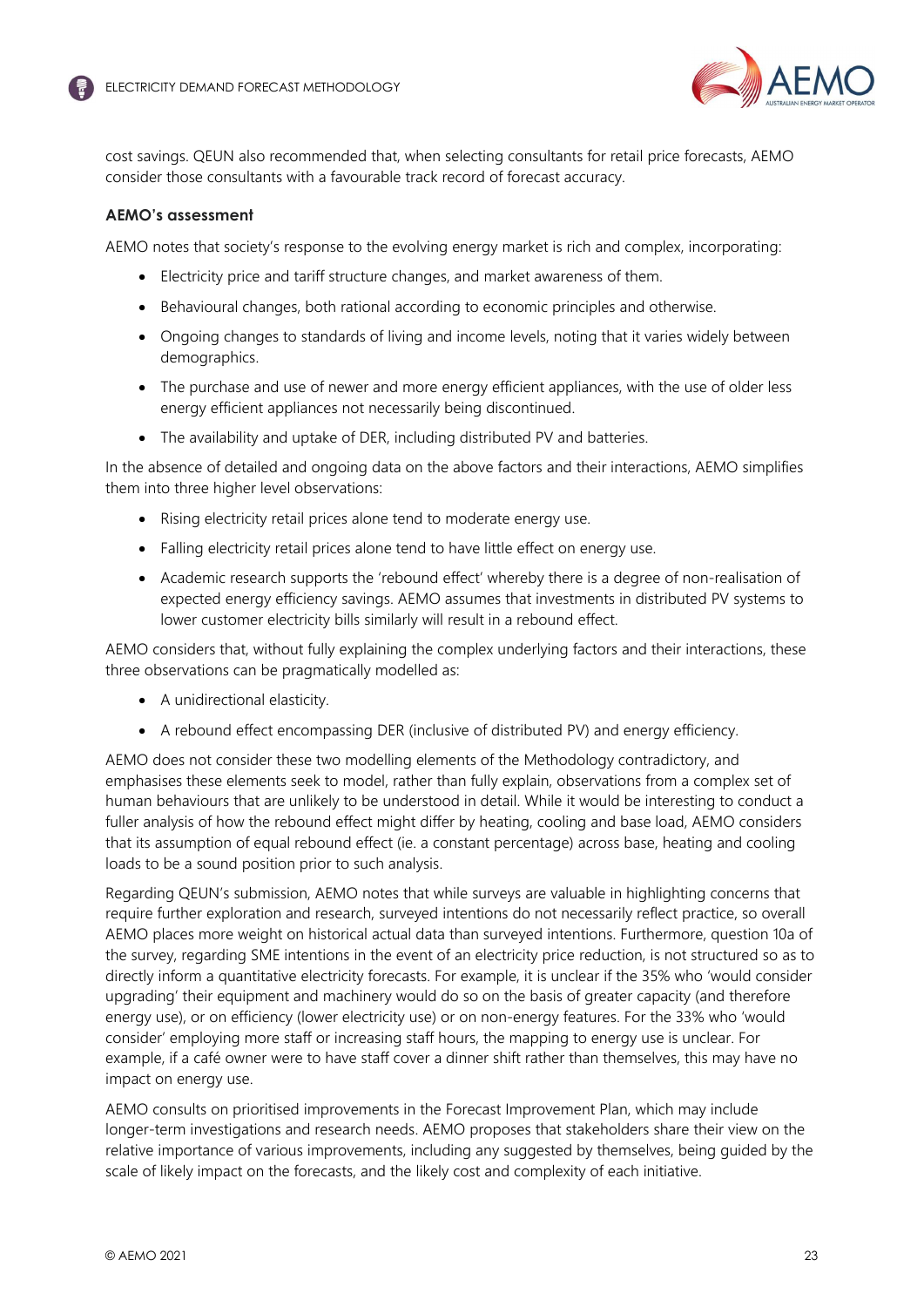cost savings. QEUN also recommended that, when selecting consultants for retail price forecasts, AEMO consider those consultants with a favourable track record of forecast accuracy.

**AEMO's assessment**

AEMO notes that society's response to the evolving energy market is rich and complex, incorporating:

- Electricity price and tariff structure changes, and market awareness of them.
- Behavioural changes, both rational according to economic principles and otherwise.
- Ongoing changes to standards of living and income levels, noting that it varies widely between demographics.
- The purchase and use of newer and more energy efficient appliances, with the use of older less energy efficient appliances not necessarily being discontinued.
- The availability and uptake of DER, including distributed PV and batteries.

In the absence of detailed and ongoing data on the above factors and their interactions, AEMO simplifies them into three higher level observations:

- Rising electricity retail prices alone tend to moderate energy use.
- Falling electricity retail prices alone tend to have little effect on energy use.
- Academic research supports the 'rebound effect' whereby there is a degree of non-realisation of expected energy efficiency savings. AEMO assumes that investments in distributed PV systems to lower customer electricity bills similarly will result in a rebound effect.

AEMO considers that, without fully explaining the complex underlying factors and their interactions, these three observations can be pragmatically modelled as:

- A unidirectional elasticity.
- A rebound effect encompassing DER (inclusive of distributed PV) and energy efficiency.

AEMO does not consider these two modelling elements of the Methodology contradictory, and emphasises these elements seek to model, rather than fully explain, observations from a complex set of human behaviours that are unlikely to be understood in detail. While it would be interesting to conduct a fuller analysis of how the rebound effect might differ by heating, cooling and base load, AEMO considers that its assumption of equal rebound effect (ie. a constant percentage) across base, heating and cooling loads to be a sound position prior to such analysis.

Regarding QEUN's submission, AEMO notes that while surveys are valuable in highlighting concerns that require further exploration and research, surveyed intentions do not necessarily reflect practice, so overall AEMO places more weight on historical actual data than surveyed intentions. Furthermore, question 10a of the survey, regarding SME intentions in the event of an electricity price reduction, is not structured so as to directly inform a quantitative electricity forecasts. For example, it is unclear if the 35% who 'would consider upgrading' their equipment and machinery would do so on the basis of greater capacity (and therefore energy use), or on efficiency (lower electricity use) or on non-energy features. For the 33% who 'would consider' employing more staff or increasing staff hours, the mapping to energy use is unclear. For example, if a café owner were to have staff cover a dinner shift rather than themselves, this may have no impact on energy use.

AEMO consults on prioritised improvements in the Forecast Improvement Plan, which may include longer-term investigations and research needs. AEMO proposes that stakeholders share their view on the relative importance of various improvements, including any suggested by themselves, being guided by the scale of likely impact on the forecasts, and the likely cost and complexity of each initiative.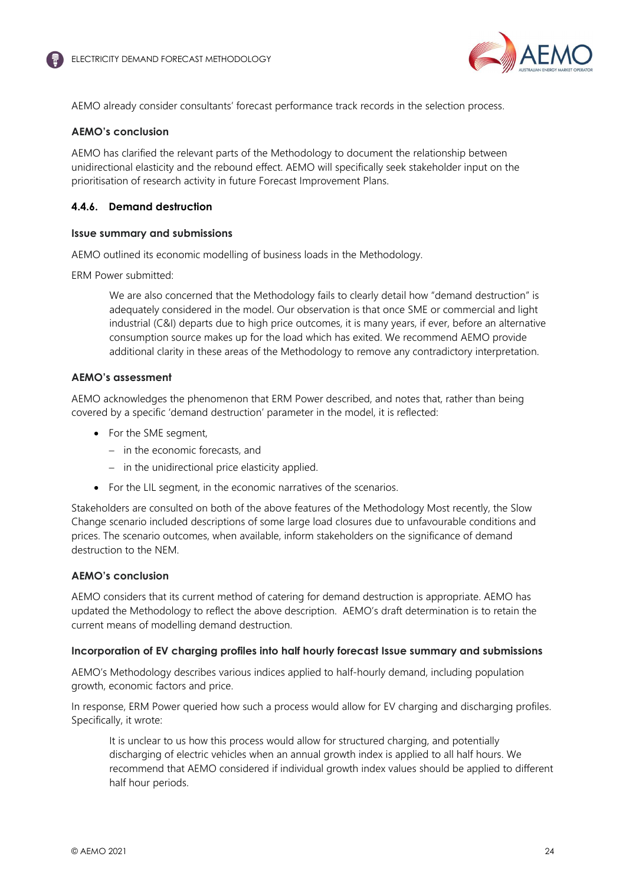AEMO already consider consultants' forecast performance track records in the selection process.

#### AEMO's conclusion

AEMO has clarified the relevant parts of the Methodology to document the relationship between unidirectional elasticity and the rebound effect. AEMO will specifically seek stakeholder input on the prioritisation of research activity in future Forecast Improvement Plans.

### 4.4.6. Demand destruction

#### Issue summary and submissions

AEMO outlined its economic modelling of business loads in the Methodology.

ERM Power submitted:

> We are also concerned that the Methodology fails to clearly detail how "demand destruction" is adequately considered in the model. Our observation is that once SME or commercial and light industrial (C&I) departs due to high price outcomes, it is many years, if ever, before an alternative consumption source makes up for the load which has exited. We recommend AEMO provide additional clarity in these areas of the Methodology to remove any contradictory interpretation.

#### AEMO's assessment

AEMO acknowledges the phenomenon that ERM Power described, and notes that, rather than being covered by a specific 'demand destruction' parameter in the model, it is reflected:

- For the SME segment,
  - in the economic forecasts, and
  - in the unidirectional price elasticity applied.
- For the LIL segment, in the economic narratives of the scenarios.

Stakeholders are consulted on both of the above features of the Methodology Most recently, the Slow Change scenario included descriptions of some large load closures due to unfavourable conditions and prices. The scenario outcomes, when available, inform stakeholders on the significance of demand destruction to the NEM.

#### AEMO's conclusion

AEMO considers that its current method of catering for demand destruction is appropriate. AEMO has updated the Methodology to reflect the above description. AEMO's draft determination is to retain the current means of modelling demand destruction.

#### Incorporation of EV charging profiles into half hourly forecast Issue summary and submissions

AEMO's Methodology describes various indices applied to half-hourly demand, including population growth, economic factors and price.

In response, ERM Power queried how such a process would allow for EV charging and discharging profiles. Specifically, it wrote:

> It is unclear to us how this process would allow for structured charging, and potentially discharging of electric vehicles when an annual growth index is applied to all half hours. We recommend that AEMO considered if individual growth index values should be applied to different half hour periods.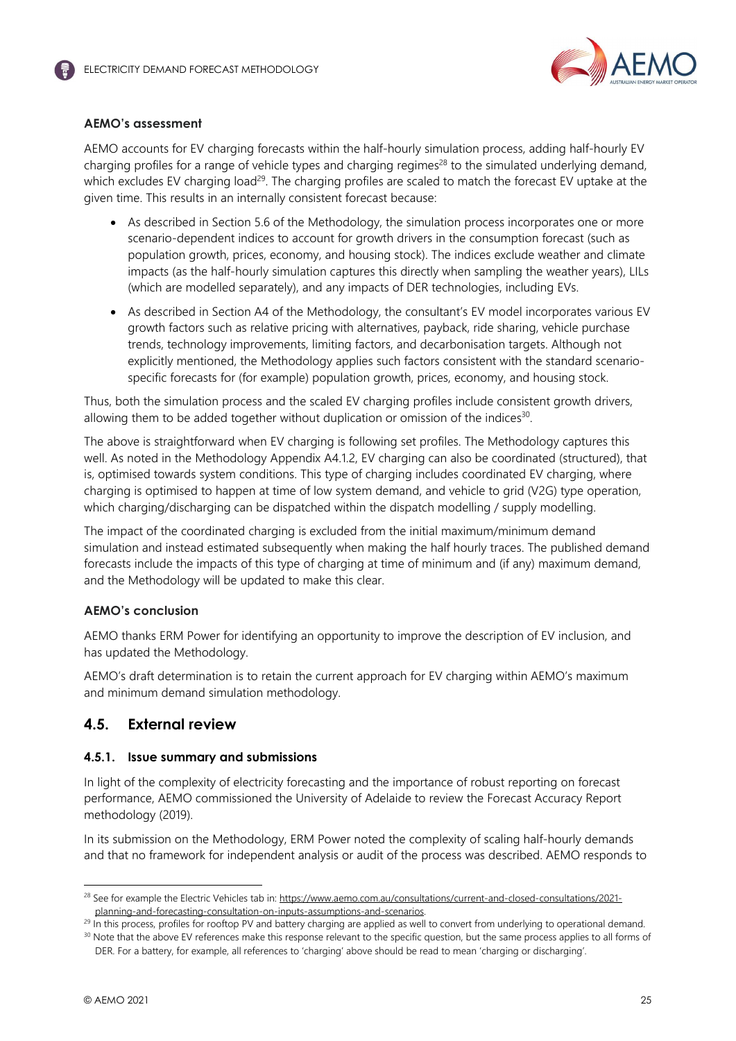**AEMO's assessment**

AEMO accounts for EV charging forecasts within the half-hourly simulation process, adding half-hourly EV charging profiles for a range of vehicle types and charging regimes[28] to the simulated underlying demand, which excludes EV charging load[29]. The charging profiles are scaled to match the forecast EV uptake at the given time. This results in an internally consistent forecast because:

- As described in Section 5.6 of the Methodology, the simulation process incorporates one or more scenario-dependent indices to account for growth drivers in the consumption forecast (such as population growth, prices, economy, and housing stock). The indices exclude weather and climate impacts (as the half-hourly simulation captures this directly when sampling the weather years), LILs (which are modelled separately), and any impacts of DER technologies, including EVs.
- As described in Section A4 of the Methodology, the consultant's EV model incorporates various EV growth factors such as relative pricing with alternatives, payback, ride sharing, vehicle purchase trends, technology improvements, limiting factors, and decarbonisation targets. Although not explicitly mentioned, the Methodology applies such factors consistent with the standard scenario-specific forecasts for (for example) population growth, prices, economy, and housing stock.

Thus, both the simulation process and the scaled EV charging profiles include consistent growth drivers, allowing them to be added together without duplication or omission of the indices[30].

The above is straightforward when EV charging is following set profiles. The Methodology captures this well. As noted in the Methodology Appendix A4.1.2, EV charging can also be coordinated (structured), that is, optimised towards system conditions. This type of charging includes coordinated EV charging, where charging is optimised to happen at time of low system demand, and vehicle to grid (V2G) type operation, which charging/discharging can be dispatched within the dispatch modelling / supply modelling.

The impact of the coordinated charging is excluded from the initial maximum/minimum demand simulation and instead estimated subsequently when making the half hourly traces. The published demand forecasts include the impacts of this type of charging at time of minimum and (if any) maximum demand, and the Methodology will be updated to make this clear.

**AEMO's conclusion**

AEMO thanks ERM Power for identifying an opportunity to improve the description of EV inclusion, and has updated the Methodology.

AEMO's draft determination is to retain the current approach for EV charging within AEMO's maximum and minimum demand simulation methodology.

## 4.5. External review

### 4.5.1. Issue summary and submissions

In light of the complexity of electricity forecasting and the importance of robust reporting on forecast performance, AEMO commissioned the University of Adelaide to review the Forecast Accuracy Report methodology (2019).

In its submission on the Methodology, ERM Power noted the complexity of scaling half-hourly demands and that no framework for independent analysis or audit of the process was described. AEMO responds to

---

[28] See for example the Electric Vehicles tab in: https://www.aemo.com.au/consultations/current-and-closed-consultations/2021-planning-and-forecasting-consultation-on-inputs-assumptions-and-scenarios.

[29] In this process, profiles for rooftop PV and battery charging are applied as well to convert from underlying to operational demand.

[30] Note that the above EV references make this response relevant to the specific question, but the same process applies to all forms of DER. For a battery, for example, all references to 'charging' above should be read to mean 'charging or discharging'.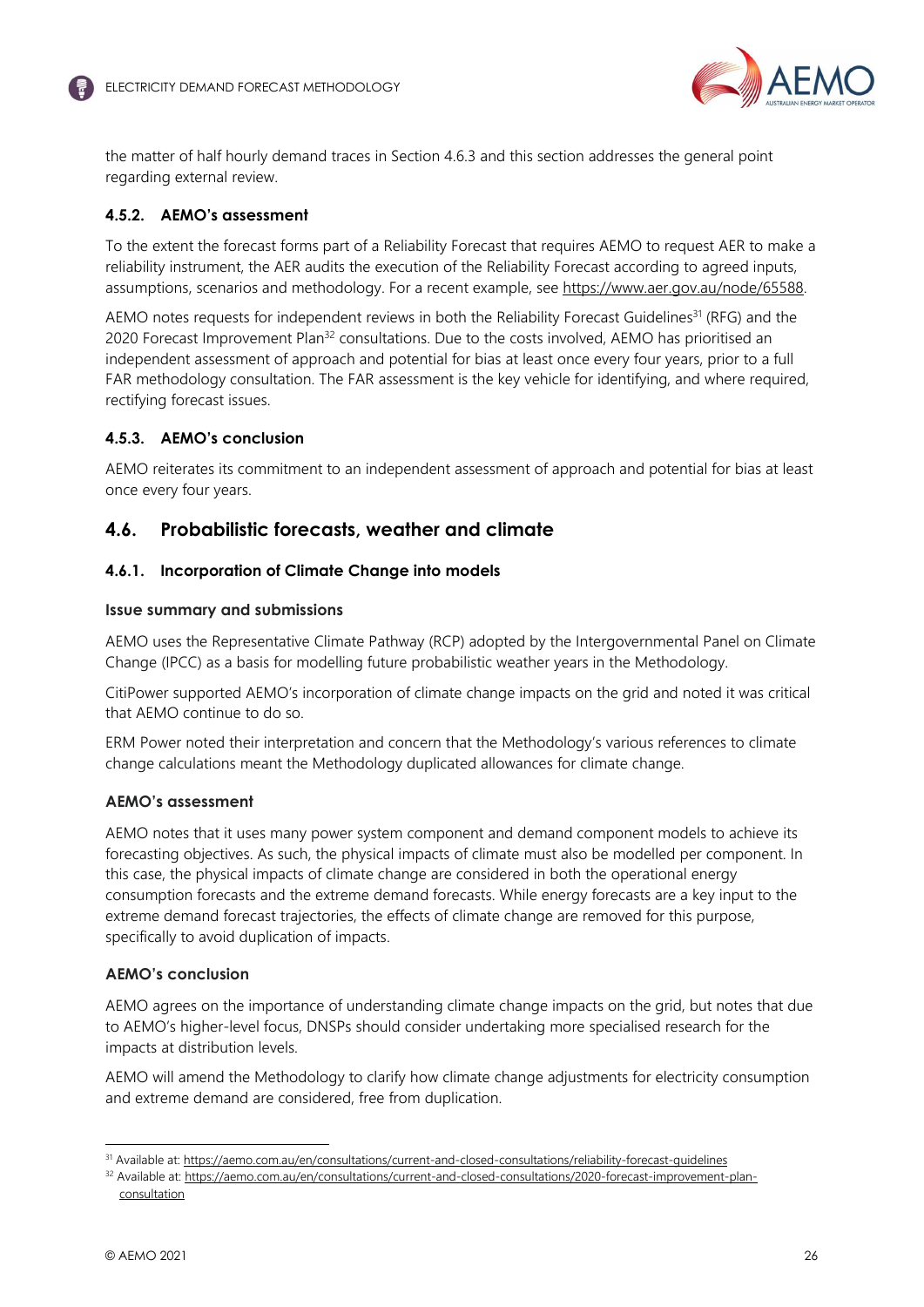the matter of half hourly demand traces in Section 4.6.3 and this section addresses the general point regarding external review.

### 4.5.2. AEMO's assessment

To the extent the forecast forms part of a Reliability Forecast that requires AEMO to request AER to make a reliability instrument, the AER audits the execution of the Reliability Forecast according to agreed inputs, assumptions, scenarios and methodology. For a recent example, see https://www.aer.gov.au/node/65588.

AEMO notes requests for independent reviews in both the Reliability Forecast Guidelines[31] (RFG) and the 2020 Forecast Improvement Plan[32] consultations. Due to the costs involved, AEMO has prioritised an independent assessment of approach and potential for bias at least once every four years, prior to a full FAR methodology consultation. The FAR assessment is the key vehicle for identifying, and where required, rectifying forecast issues.

### 4.5.3. AEMO's conclusion

AEMO reiterates its commitment to an independent assessment of approach and potential for bias at least once every four years.

## 4.6. Probabilistic forecasts, weather and climate

### 4.6.1. Incorporation of Climate Change into models

#### Issue summary and submissions

AEMO uses the Representative Climate Pathway (RCP) adopted by the Intergovernmental Panel on Climate Change (IPCC) as a basis for modelling future probabilistic weather years in the Methodology.

CitiPower supported AEMO's incorporation of climate change impacts on the grid and noted it was critical that AEMO continue to do so.

ERM Power noted their interpretation and concern that the Methodology's various references to climate change calculations meant the Methodology duplicated allowances for climate change.

#### AEMO's assessment

AEMO notes that it uses many power system component and demand component models to achieve its forecasting objectives. As such, the physical impacts of climate must also be modelled per component. In this case, the physical impacts of climate change are considered in both the operational energy consumption forecasts and the extreme demand forecasts. While energy forecasts are a key input to the extreme demand forecast trajectories, the effects of climate change are removed for this purpose, specifically to avoid duplication of impacts.

#### AEMO's conclusion

AEMO agrees on the importance of understanding climate change impacts on the grid, but notes that due to AEMO's higher-level focus, DNSPs should consider undertaking more specialised research for the impacts at distribution levels.

AEMO will amend the Methodology to clarify how climate change adjustments for electricity consumption and extreme demand are considered, free from duplication.

---

[31] Available at: https://aemo.com.au/en/consultations/current-and-closed-consultations/reliability-forecast-guidelines

[32] Available at: https://aemo.com.au/en/consultations/current-and-closed-consultations/2020-forecast-improvement-plan-consultation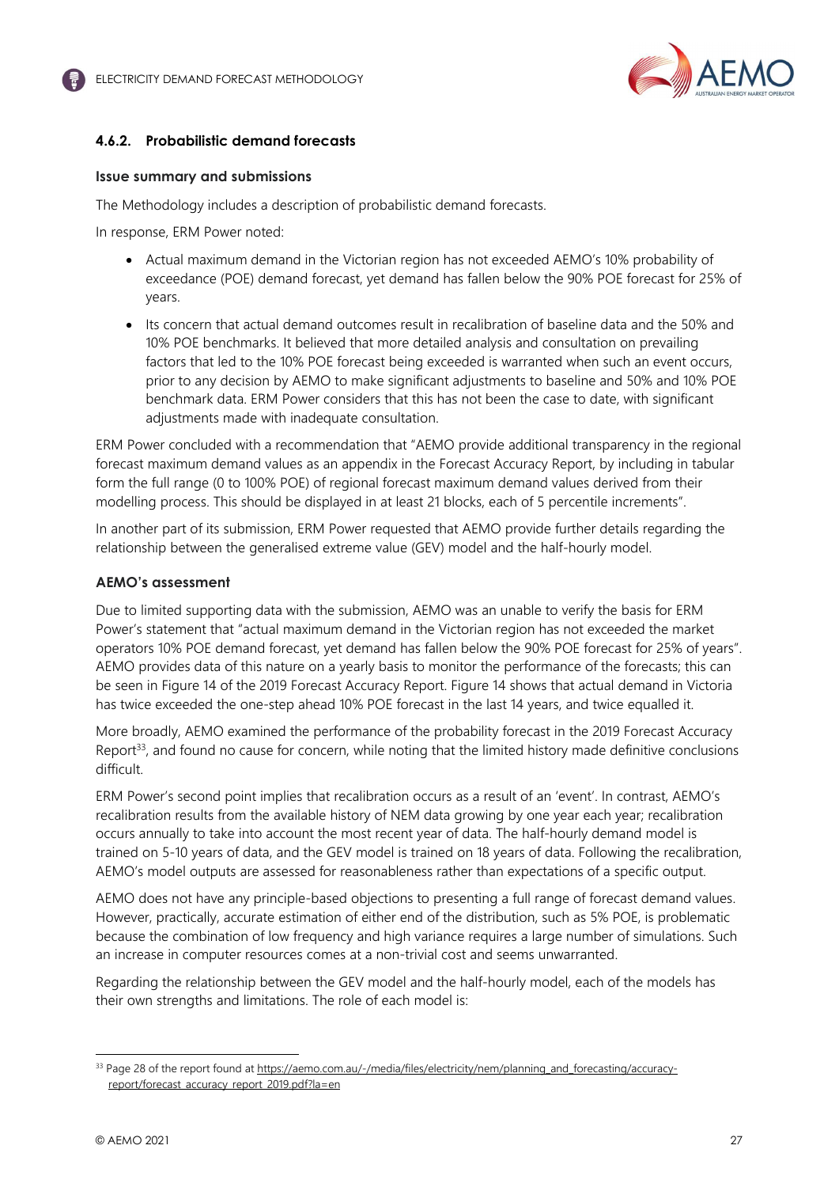### 4.6.2. Probabilistic demand forecasts

#### Issue summary and submissions

The Methodology includes a description of probabilistic demand forecasts.

In response, ERM Power noted:

- Actual maximum demand in the Victorian region has not exceeded AEMO's 10% probability of exceedance (POE) demand forecast, yet demand has fallen below the 90% POE forecast for 25% of years.
- Its concern that actual demand outcomes result in recalibration of baseline data and the 50% and 10% POE benchmarks. It believed that more detailed analysis and consultation on prevailing factors that led to the 10% POE forecast being exceeded is warranted when such an event occurs, prior to any decision by AEMO to make significant adjustments to baseline and 50% and 10% POE benchmark data. ERM Power considers that this has not been the case to date, with significant adjustments made with inadequate consultation.

ERM Power concluded with a recommendation that "AEMO provide additional transparency in the regional forecast maximum demand values as an appendix in the Forecast Accuracy Report, by including in tabular form the full range (0 to 100% POE) of regional forecast maximum demand values derived from their modelling process. This should be displayed in at least 21 blocks, each of 5 percentile increments".

In another part of its submission, ERM Power requested that AEMO provide further details regarding the relationship between the generalised extreme value (GEV) model and the half-hourly model.

#### AEMO's assessment

Due to limited supporting data with the submission, AEMO was an unable to verify the basis for ERM Power's statement that "actual maximum demand in the Victorian region has not exceeded the market operators 10% POE demand forecast, yet demand has fallen below the 90% POE forecast for 25% of years". AEMO provides data of this nature on a yearly basis to monitor the performance of the forecasts; this can be seen in Figure 14 of the 2019 Forecast Accuracy Report. Figure 14 shows that actual demand in Victoria has twice exceeded the one-step ahead 10% POE forecast in the last 14 years, and twice equalled it.

More broadly, AEMO examined the performance of the probability forecast in the 2019 Forecast Accuracy Report[33], and found no cause for concern, while noting that the limited history made definitive conclusions difficult.

ERM Power's second point implies that recalibration occurs as a result of an 'event'. In contrast, AEMO's recalibration results from the available history of NEM data growing by one year each year; recalibration occurs annually to take into account the most recent year of data. The half-hourly demand model is trained on 5-10 years of data, and the GEV model is trained on 18 years of data. Following the recalibration, AEMO's model outputs are assessed for reasonableness rather than expectations of a specific output.

AEMO does not have any principle-based objections to presenting a full range of forecast demand values. However, practically, accurate estimation of either end of the distribution, such as 5% POE, is problematic because the combination of low frequency and high variance requires a large number of simulations. Such an increase in computer resources comes at a non-trivial cost and seems unwarranted.

Regarding the relationship between the GEV model and the half-hourly model, each of the models has their own strengths and limitations. The role of each model is:

---

[33] Page 28 of the report found at https://aemo.com.au/-/media/files/electricity/nem/planning_and_forecasting/accuracy-report/forecast_accuracy_report_2019.pdf?la=en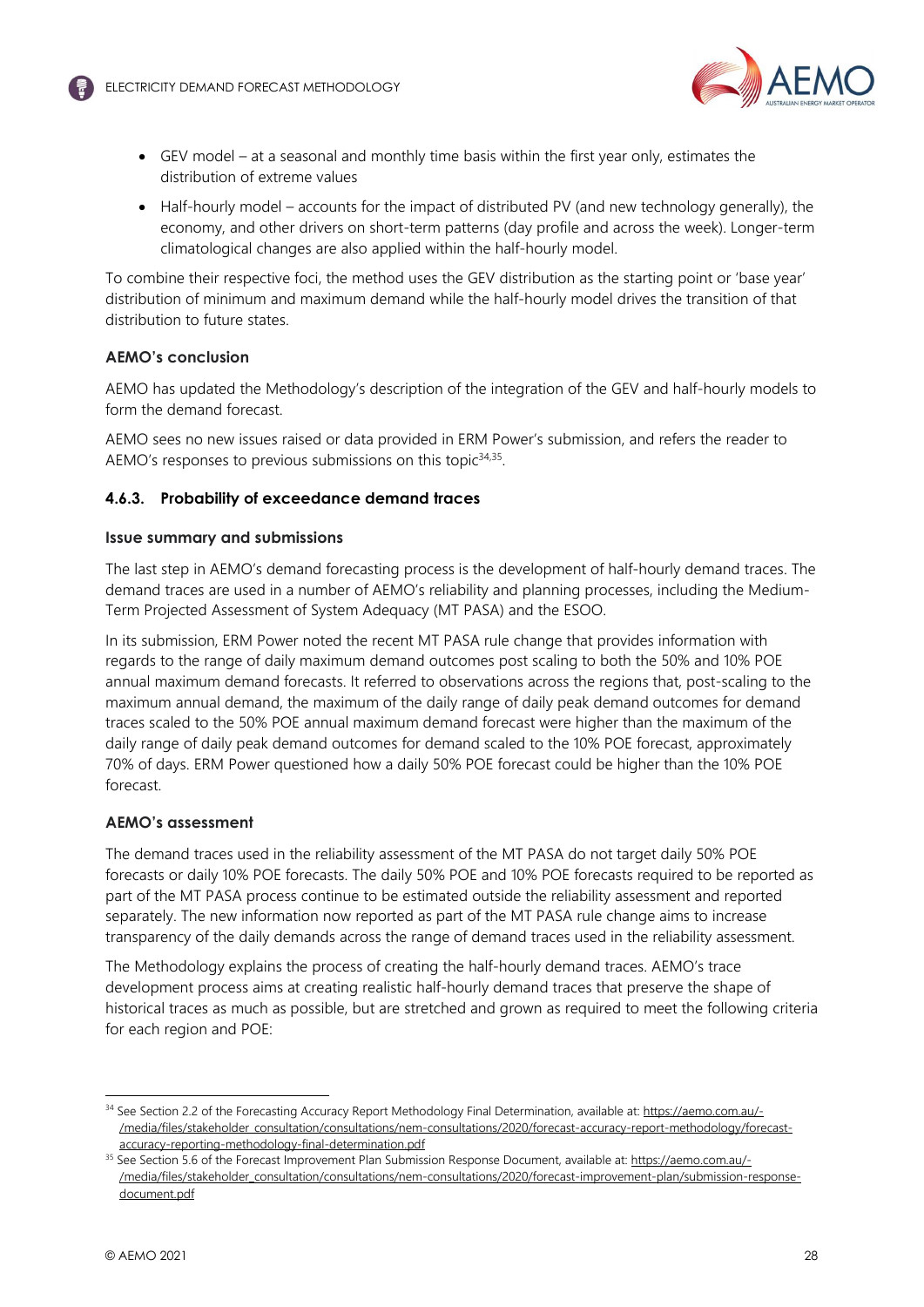- GEV model – at a seasonal and monthly time basis within the first year only, estimates the distribution of extreme values
- Half-hourly model – accounts for the impact of distributed PV (and new technology generally), the economy, and other drivers on short-term patterns (day profile and across the week). Longer-term climatological changes are also applied within the half-hourly model.

To combine their respective foci, the method uses the GEV distribution as the starting point or 'base year' distribution of minimum and maximum demand while the half-hourly model drives the transition of that distribution to future states.

#### AEMO's conclusion

AEMO has updated the Methodology's description of the integration of the GEV and half-hourly models to form the demand forecast.

AEMO sees no new issues raised or data provided in ERM Power's submission, and refers the reader to AEMO's responses to previous submissions on this topic[34,35].

### 4.6.3. Probability of exceedance demand traces

#### Issue summary and submissions

The last step in AEMO's demand forecasting process is the development of half-hourly demand traces. The demand traces are used in a number of AEMO's reliability and planning processes, including the Medium-Term Projected Assessment of System Adequacy (MT PASA) and the ESOO.

In its submission, ERM Power noted the recent MT PASA rule change that provides information with regards to the range of daily maximum demand outcomes post scaling to both the 50% and 10% POE annual maximum demand forecasts. It referred to observations across the regions that, post-scaling to the maximum annual demand, the maximum of the daily range of daily peak demand outcomes for demand traces scaled to the 50% POE annual maximum demand forecast were higher than the maximum of the daily range of daily peak demand outcomes for demand scaled to the 10% POE forecast, approximately 70% of days. ERM Power questioned how a daily 50% POE forecast could be higher than the 10% POE forecast.

#### AEMO's assessment

The demand traces used in the reliability assessment of the MT PASA do not target daily 50% POE forecasts or daily 10% POE forecasts. The daily 50% POE and 10% POE forecasts required to be reported as part of the MT PASA process continue to be estimated outside the reliability assessment and reported separately. The new information now reported as part of the MT PASA rule change aims to increase transparency of the daily demands across the range of demand traces used in the reliability assessment.

The Methodology explains the process of creating the half-hourly demand traces. AEMO's trace development process aims at creating realistic half-hourly demand traces that preserve the shape of historical traces as much as possible, but are stretched and grown as required to meet the following criteria for each region and POE:

---

[34] See Section 2.2 of the Forecasting Accuracy Report Methodology Final Determination, available at: https://aemo.com.au/-/media/files/stakeholder_consultation/consultations/nem-consultations/2020/forecast-accuracy-report-methodology/forecast-accuracy-reporting-methodology-final-determination.pdf

[35] See Section 5.6 of the Forecast Improvement Plan Submission Response Document, available at: https://aemo.com.au/-/media/files/stakeholder_consultation/consultations/nem-consultations/2020/forecast-improvement-plan/submission-response-document.pdf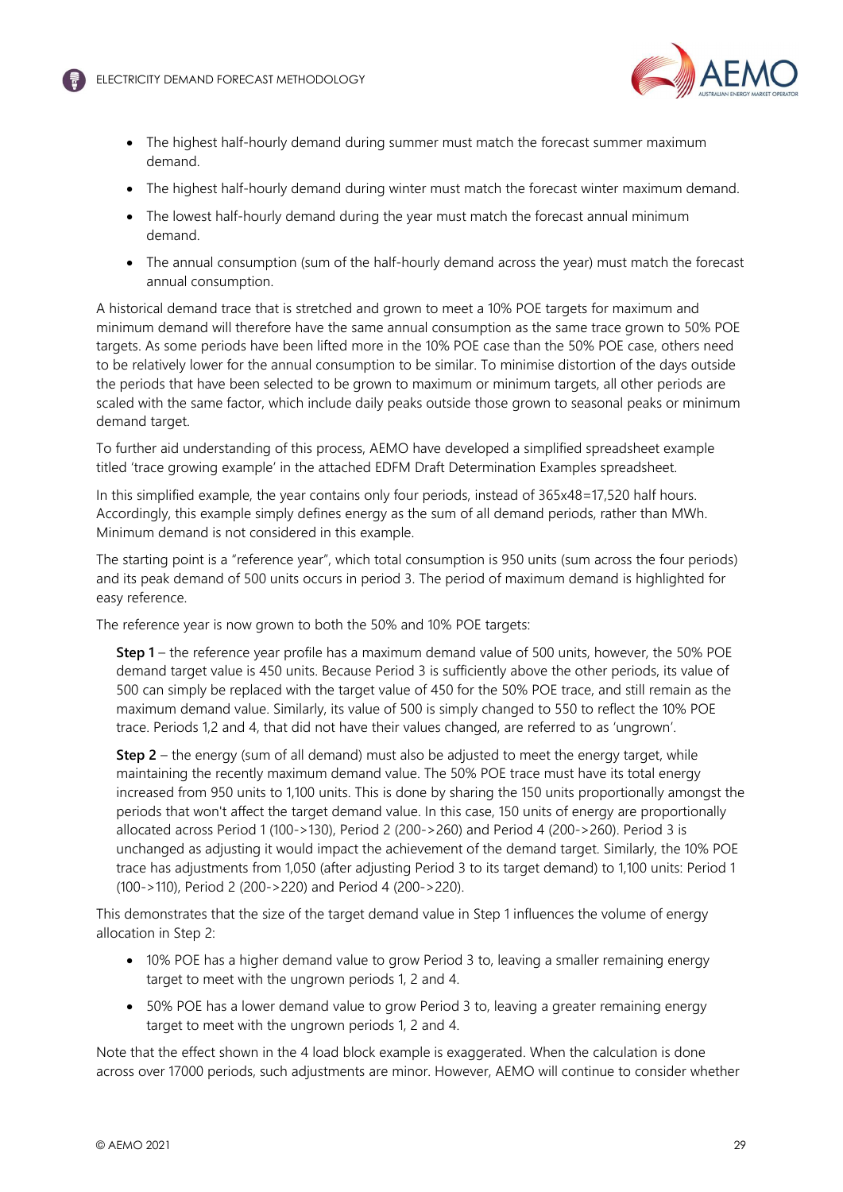- The highest half-hourly demand during summer must match the forecast summer maximum demand.
- The highest half-hourly demand during winter must match the forecast winter maximum demand.
- The lowest half-hourly demand during the year must match the forecast annual minimum demand.
- The annual consumption (sum of the half-hourly demand across the year) must match the forecast annual consumption.

A historical demand trace that is stretched and grown to meet a 10% POE targets for maximum and minimum demand will therefore have the same annual consumption as the same trace grown to 50% POE targets. As some periods have been lifted more in the 10% POE case than the 50% POE case, others need to be relatively lower for the annual consumption to be similar. To minimise distortion of the days outside the periods that have been selected to be grown to maximum or minimum targets, all other periods are scaled with the same factor, which include daily peaks outside those grown to seasonal peaks or minimum demand target.

To further aid understanding of this process, AEMO have developed a simplified spreadsheet example titled 'trace growing example' in the attached EDFM Draft Determination Examples spreadsheet.

In this simplified example, the year contains only four periods, instead of 365x48=17,520 half hours. Accordingly, this example simply defines energy as the sum of all demand periods, rather than MWh. Minimum demand is not considered in this example.

The starting point is a "reference year", which total consumption is 950 units (sum across the four periods) and its peak demand of 500 units occurs in period 3. The period of maximum demand is highlighted for easy reference.

The reference year is now grown to both the 50% and 10% POE targets:

> **Step 1** – the reference year profile has a maximum demand value of 500 units, however, the 50% POE demand target value is 450 units. Because Period 3 is sufficiently above the other periods, its value of 500 can simply be replaced with the target value of 450 for the 50% POE trace, and still remain as the maximum demand value. Similarly, its value of 500 is simply changed to 550 to reflect the 10% POE trace. Periods 1,2 and 4, that did not have their values changed, are referred to as 'ungrown'.
>
> **Step 2** – the energy (sum of all demand) must also be adjusted to meet the energy target, while maintaining the recently maximum demand value. The 50% POE trace must have its total energy increased from 950 units to 1,100 units. This is done by sharing the 150 units proportionally amongst the periods that won't affect the target demand value. In this case, 150 units of energy are proportionally allocated across Period 1 (100->130), Period 2 (200->260) and Period 4 (200->260). Period 3 is unchanged as adjusting it would impact the achievement of the demand target. Similarly, the 10% POE trace has adjustments from 1,050 (after adjusting Period 3 to its target demand) to 1,100 units: Period 1 (100->110), Period 2 (200->220) and Period 4 (200->220).

This demonstrates that the size of the target demand value in Step 1 influences the volume of energy allocation in Step 2:

- 10% POE has a higher demand value to grow Period 3 to, leaving a smaller remaining energy target to meet with the ungrown periods 1, 2 and 4.
- 50% POE has a lower demand value to grow Period 3 to, leaving a greater remaining energy target to meet with the ungrown periods 1, 2 and 4.

Note that the effect shown in the 4 load block example is exaggerated. When the calculation is done across over 17000 periods, such adjustments are minor. However, AEMO will continue to consider whether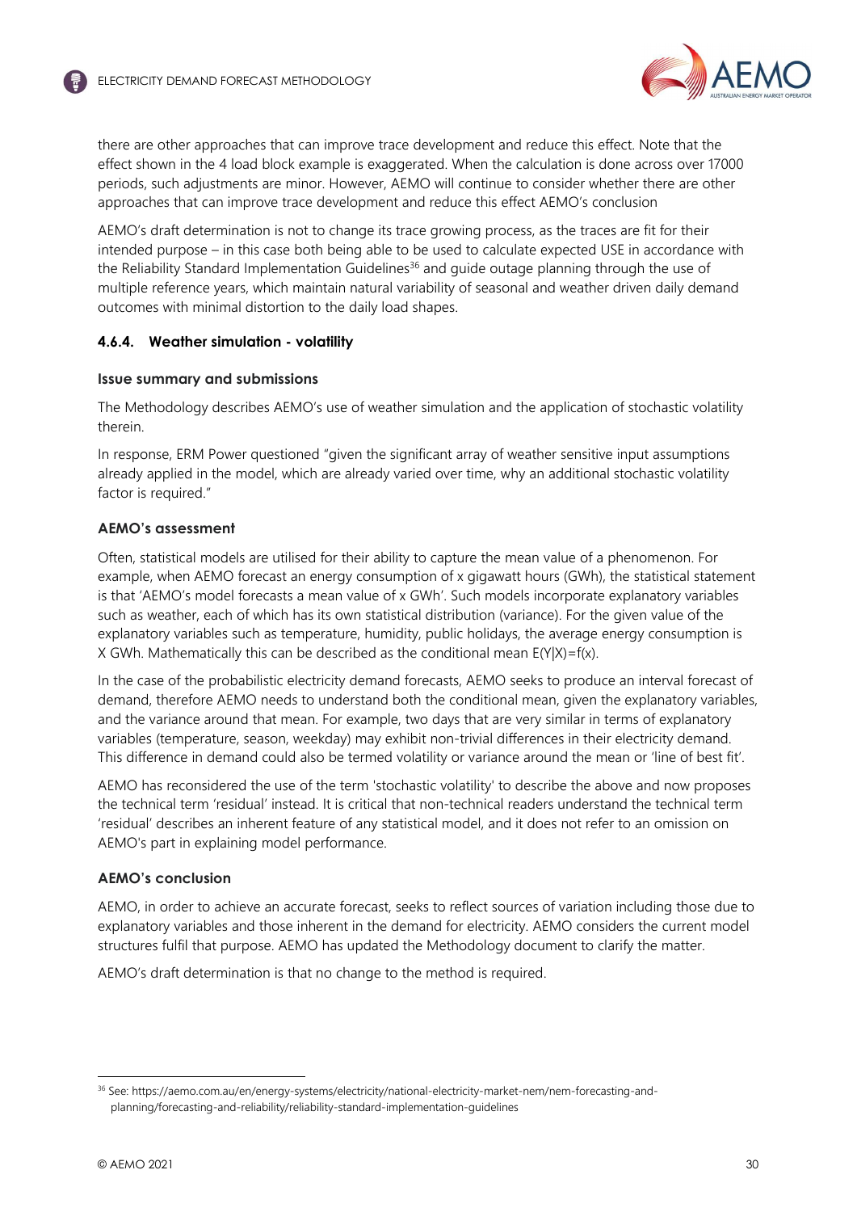there are other approaches that can improve trace development and reduce this effect. Note that the effect shown in the 4 load block example is exaggerated. When the calculation is done across over 17000 periods, such adjustments are minor. However, AEMO will continue to consider whether there are other approaches that can improve trace development and reduce this effect AEMO's conclusion

AEMO's draft determination is not to change its trace growing process, as the traces are fit for their intended purpose – in this case both being able to be used to calculate expected USE in accordance with the Reliability Standard Implementation Guidelines[36] and guide outage planning through the use of multiple reference years, which maintain natural variability of seasonal and weather driven daily demand outcomes with minimal distortion to the daily load shapes.

### 4.6.4. Weather simulation - volatility

#### Issue summary and submissions

The Methodology describes AEMO's use of weather simulation and the application of stochastic volatility therein.

In response, ERM Power questioned "given the significant array of weather sensitive input assumptions already applied in the model, which are already varied over time, why an additional stochastic volatility factor is required."

#### AEMO's assessment

Often, statistical models are utilised for their ability to capture the mean value of a phenomenon. For example, when AEMO forecast an energy consumption of x gigawatt hours (GWh), the statistical statement is that 'AEMO's model forecasts a mean value of x GWh'. Such models incorporate explanatory variables such as weather, each of which has its own statistical distribution (variance). For the given value of the explanatory variables such as temperature, humidity, public holidays, the average energy consumption is X GWh. Mathematically this can be described as the conditional mean $E(Y|X)=f(x)$.

In the case of the probabilistic electricity demand forecasts, AEMO seeks to produce an interval forecast of demand, therefore AEMO needs to understand both the conditional mean, given the explanatory variables, and the variance around that mean. For example, two days that are very similar in terms of explanatory variables (temperature, season, weekday) may exhibit non-trivial differences in their electricity demand. This difference in demand could also be termed volatility or variance around the mean or 'line of best fit'.

AEMO has reconsidered the use of the term 'stochastic volatility' to describe the above and now proposes the technical term 'residual' instead. It is critical that non-technical readers understand the technical term 'residual' describes an inherent feature of any statistical model, and it does not refer to an omission on AEMO's part in explaining model performance.

#### AEMO's conclusion

AEMO, in order to achieve an accurate forecast, seeks to reflect sources of variation including those due to explanatory variables and those inherent in the demand for electricity. AEMO considers the current model structures fulfil that purpose. AEMO has updated the Methodology document to clarify the matter.

AEMO's draft determination is that no change to the method is required.

[36] See: https://aemo.com.au/en/energy-systems/electricity/national-electricity-market-nem/nem-forecasting-and-planning/forecasting-and-reliability/reliability-standard-implementation-guidelines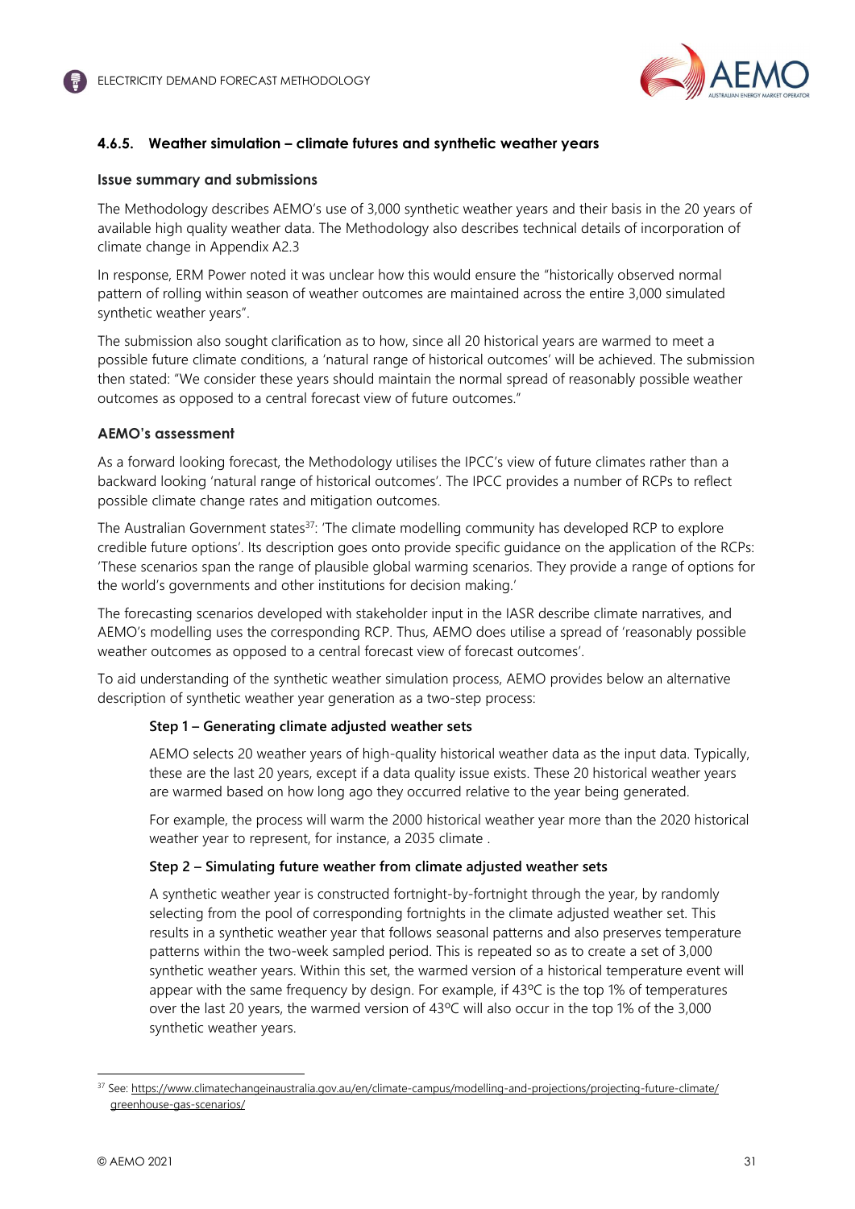#### 4.6.5. Weather simulation – climate futures and synthetic weather years

**Issue summary and submissions**

The Methodology describes AEMO's use of 3,000 synthetic weather years and their basis in the 20 years of available high quality weather data. The Methodology also describes technical details of incorporation of climate change in Appendix A2.3

In response, ERM Power noted it was unclear how this would ensure the "historically observed normal pattern of rolling within season of weather outcomes are maintained across the entire 3,000 simulated synthetic weather years".

The submission also sought clarification as to how, since all 20 historical years are warmed to meet a possible future climate conditions, a 'natural range of historical outcomes' will be achieved. The submission then stated: "We consider these years should maintain the normal spread of reasonably possible weather outcomes as opposed to a central forecast view of future outcomes."

**AEMO's assessment**

As a forward looking forecast, the Methodology utilises the IPCC's view of future climates rather than a backward looking 'natural range of historical outcomes'. The IPCC provides a number of RCPs to reflect possible climate change rates and mitigation outcomes.

The Australian Government states[37]: 'The climate modelling community has developed RCP to explore credible future options'. Its description goes onto provide specific guidance on the application of the RCPs: 'These scenarios span the range of plausible global warming scenarios. They provide a range of options for the world's governments and other institutions for decision making.'

The forecasting scenarios developed with stakeholder input in the IASR describe climate narratives, and AEMO's modelling uses the corresponding RCP. Thus, AEMO does utilise a spread of 'reasonably possible weather outcomes as opposed to a central forecast view of forecast outcomes'.

To aid understanding of the synthetic weather simulation process, AEMO provides below an alternative description of synthetic weather year generation as a two-step process:

> **Step 1 – Generating climate adjusted weather sets**
>
> AEMO selects 20 weather years of high-quality historical weather data as the input data. Typically, these are the last 20 years, except if a data quality issue exists. These 20 historical weather years are warmed based on how long ago they occurred relative to the year being generated.
>
> For example, the process will warm the 2000 historical weather year more than the 2020 historical weather year to represent, for instance, a 2035 climate .
>
> **Step 2 – Simulating future weather from climate adjusted weather sets**
>
> A synthetic weather year is constructed fortnight-by-fortnight through the year, by randomly selecting from the pool of corresponding fortnights in the climate adjusted weather set. This results in a synthetic weather year that follows seasonal patterns and also preserves temperature patterns within the two-week sampled period. This is repeated so as to create a set of 3,000 synthetic weather years. Within this set, the warmed version of a historical temperature event will appear with the same frequency by design. For example, if 43ºC is the top 1% of temperatures over the last 20 years, the warmed version of 43ºC will also occur in the top 1% of the 3,000 synthetic weather years.

[37] See: https://www.climatechangeinaustralia.gov.au/en/climate-campus/modelling-and-projections/projecting-future-climate/greenhouse-gas-scenarios/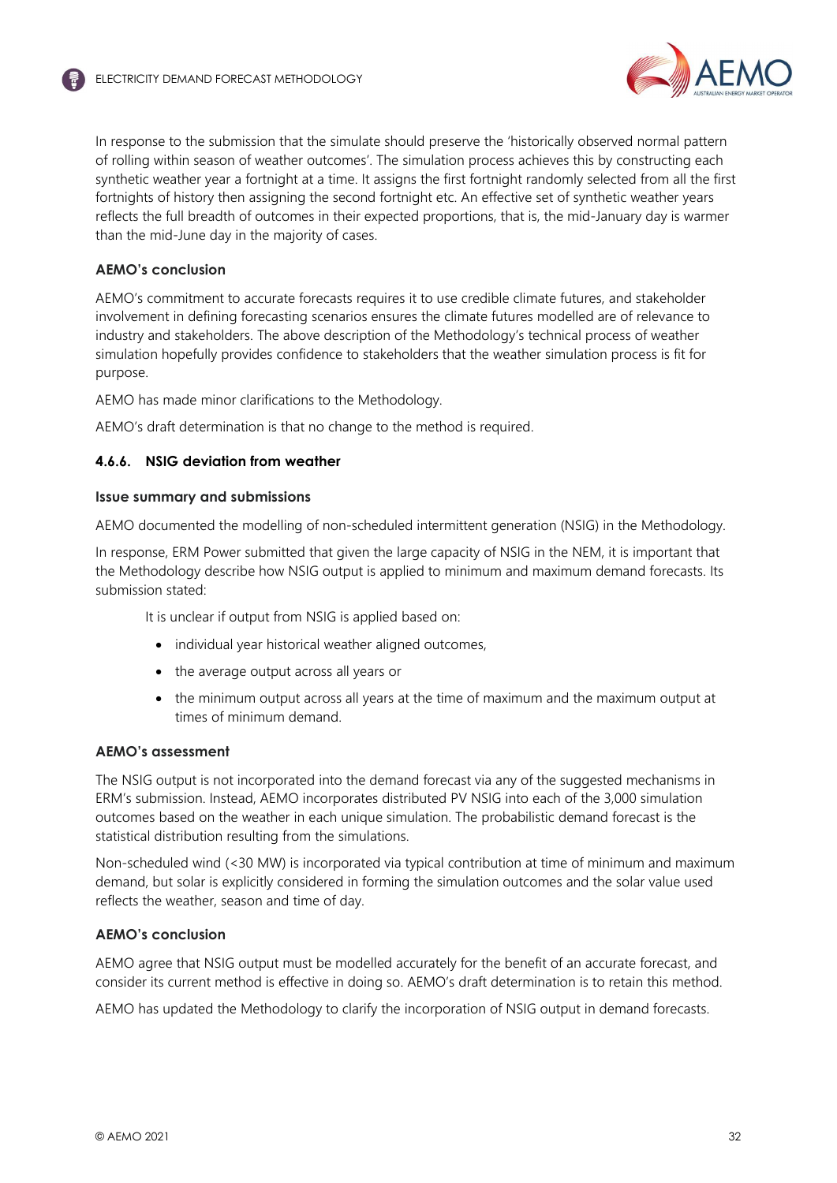In response to the submission that the simulate should preserve the 'historically observed normal pattern of rolling within season of weather outcomes'. The simulation process achieves this by constructing each synthetic weather year a fortnight at a time. It assigns the first fortnight randomly selected from all the first fortnights of history then assigning the second fortnight etc. An effective set of synthetic weather years reflects the full breadth of outcomes in their expected proportions, that is, the mid-January day is warmer than the mid-June day in the majority of cases.

**AEMO's conclusion**

AEMO's commitment to accurate forecasts requires it to use credible climate futures, and stakeholder involvement in defining forecasting scenarios ensures the climate futures modelled are of relevance to industry and stakeholders. The above description of the Methodology's technical process of weather simulation hopefully provides confidence to stakeholders that the weather simulation process is fit for purpose.

AEMO has made minor clarifications to the Methodology.

AEMO's draft determination is that no change to the method is required.

### 4.6.6. NSIG deviation from weather

**Issue summary and submissions**

AEMO documented the modelling of non-scheduled intermittent generation (NSIG) in the Methodology.

In response, ERM Power submitted that given the large capacity of NSIG in the NEM, it is important that the Methodology describe how NSIG output is applied to minimum and maximum demand forecasts. Its submission stated:

> It is unclear if output from NSIG is applied based on:
>
> - individual year historical weather aligned outcomes,
> - the average output across all years or
> - the minimum output across all years at the time of maximum and the maximum output at times of minimum demand.

**AEMO's assessment**

The NSIG output is not incorporated into the demand forecast via any of the suggested mechanisms in ERM's submission. Instead, AEMO incorporates distributed PV NSIG into each of the 3,000 simulation outcomes based on the weather in each unique simulation. The probabilistic demand forecast is the statistical distribution resulting from the simulations.

Non-scheduled wind (<30 MW) is incorporated via typical contribution at time of minimum and maximum demand, but solar is explicitly considered in forming the simulation outcomes and the solar value used reflects the weather, season and time of day.

**AEMO's conclusion**

AEMO agree that NSIG output must be modelled accurately for the benefit of an accurate forecast, and consider its current method is effective in doing so. AEMO's draft determination is to retain this method.

AEMO has updated the Methodology to clarify the incorporation of NSIG output in demand forecasts.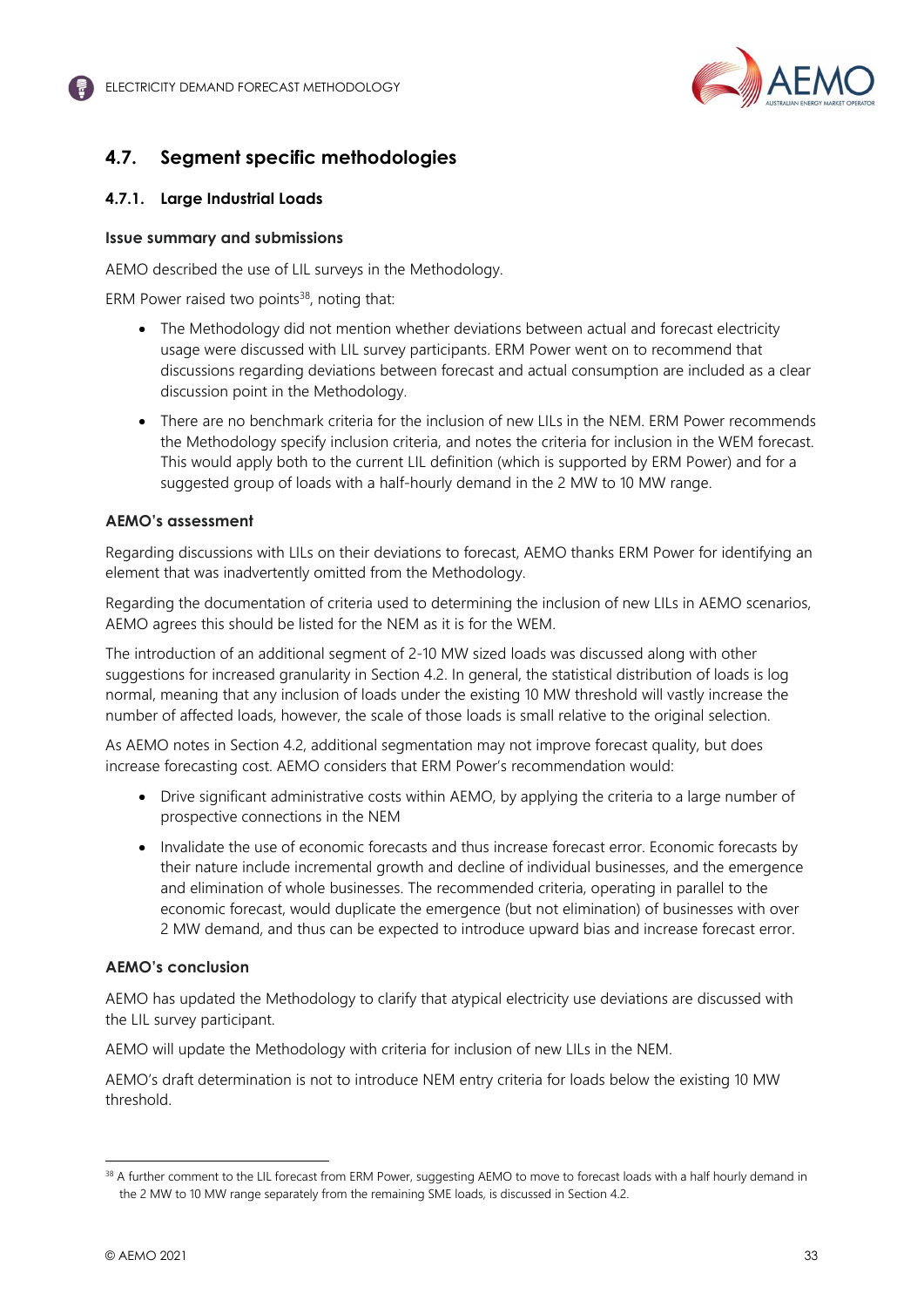## 4.7. Segment specific methodologies

### 4.7.1. Large Industrial Loads

#### Issue summary and submissions

AEMO described the use of LIL surveys in the Methodology.

ERM Power raised two points[38], noting that:

- The Methodology did not mention whether deviations between actual and forecast electricity usage were discussed with LIL survey participants. ERM Power went on to recommend that discussions regarding deviations between forecast and actual consumption are included as a clear discussion point in the Methodology.
- There are no benchmark criteria for the inclusion of new LILs in the NEM. ERM Power recommends the Methodology specify inclusion criteria, and notes the criteria for inclusion in the WEM forecast. This would apply both to the current LIL definition (which is supported by ERM Power) and for a suggested group of loads with a half-hourly demand in the 2 MW to 10 MW range.

#### AEMO's assessment

Regarding discussions with LILs on their deviations to forecast, AEMO thanks ERM Power for identifying an element that was inadvertently omitted from the Methodology.

Regarding the documentation of criteria used to determining the inclusion of new LILs in AEMO scenarios, AEMO agrees this should be listed for the NEM as it is for the WEM.

The introduction of an additional segment of 2-10 MW sized loads was discussed along with other suggestions for increased granularity in Section 4.2. In general, the statistical distribution of loads is log normal, meaning that any inclusion of loads under the existing 10 MW threshold will vastly increase the number of affected loads, however, the scale of those loads is small relative to the original selection.

As AEMO notes in Section 4.2, additional segmentation may not improve forecast quality, but does increase forecasting cost. AEMO considers that ERM Power's recommendation would:

- Drive significant administrative costs within AEMO, by applying the criteria to a large number of prospective connections in the NEM
- Invalidate the use of economic forecasts and thus increase forecast error. Economic forecasts by their nature include incremental growth and decline of individual businesses, and the emergence and elimination of whole businesses. The recommended criteria, operating in parallel to the economic forecast, would duplicate the emergence (but not elimination) of businesses with over 2 MW demand, and thus can be expected to introduce upward bias and increase forecast error.

#### AEMO's conclusion

AEMO has updated the Methodology to clarify that atypical electricity use deviations are discussed with the LIL survey participant.

AEMO will update the Methodology with criteria for inclusion of new LILs in the NEM.

AEMO's draft determination is not to introduce NEM entry criteria for loads below the existing 10 MW threshold.

---

[38] A further comment to the LIL forecast from ERM Power, suggesting AEMO to move to forecast loads with a half hourly demand in the 2 MW to 10 MW range separately from the remaining SME loads, is discussed in Section 4.2.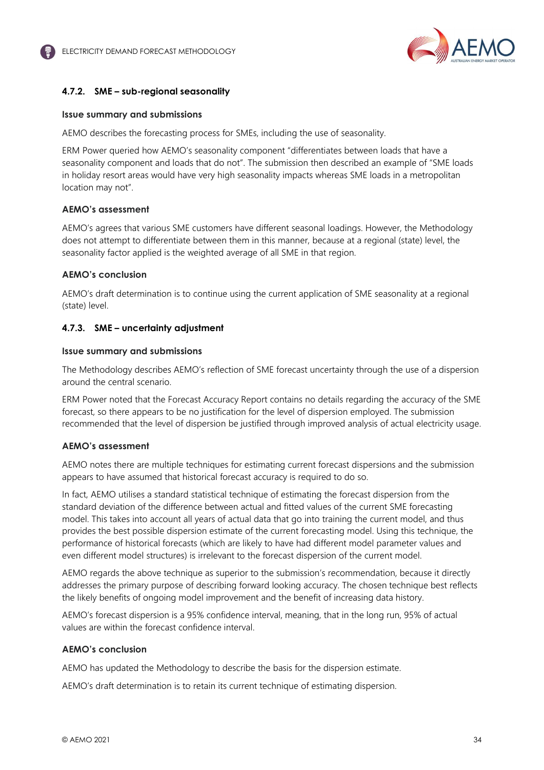### 4.7.2. SME – sub-regional seasonality

#### Issue summary and submissions

AEMO describes the forecasting process for SMEs, including the use of seasonality.

ERM Power queried how AEMO's seasonality component "differentiates between loads that have a seasonality component and loads that do not". The submission then described an example of "SME loads in holiday resort areas would have very high seasonality impacts whereas SME loads in a metropolitan location may not".

#### AEMO's assessment

AEMO's agrees that various SME customers have different seasonal loadings. However, the Methodology does not attempt to differentiate between them in this manner, because at a regional (state) level, the seasonality factor applied is the weighted average of all SME in that region.

#### AEMO's conclusion

AEMO's draft determination is to continue using the current application of SME seasonality at a regional (state) level.

### 4.7.3. SME – uncertainty adjustment

#### Issue summary and submissions

The Methodology describes AEMO's reflection of SME forecast uncertainty through the use of a dispersion around the central scenario.

ERM Power noted that the Forecast Accuracy Report contains no details regarding the accuracy of the SME forecast, so there appears to be no justification for the level of dispersion employed. The submission recommended that the level of dispersion be justified through improved analysis of actual electricity usage.

#### AEMO's assessment

AEMO notes there are multiple techniques for estimating current forecast dispersions and the submission appears to have assumed that historical forecast accuracy is required to do so.

In fact, AEMO utilises a standard statistical technique of estimating the forecast dispersion from the standard deviation of the difference between actual and fitted values of the current SME forecasting model. This takes into account all years of actual data that go into training the current model, and thus provides the best possible dispersion estimate of the current forecasting model. Using this technique, the performance of historical forecasts (which are likely to have had different model parameter values and even different model structures) is irrelevant to the forecast dispersion of the current model.

AEMO regards the above technique as superior to the submission's recommendation, because it directly addresses the primary purpose of describing forward looking accuracy. The chosen technique best reflects the likely benefits of ongoing model improvement and the benefit of increasing data history.

AEMO's forecast dispersion is a 95% confidence interval, meaning, that in the long run, 95% of actual values are within the forecast confidence interval.

#### AEMO's conclusion

AEMO has updated the Methodology to describe the basis for the dispersion estimate.

AEMO's draft determination is to retain its current technique of estimating dispersion.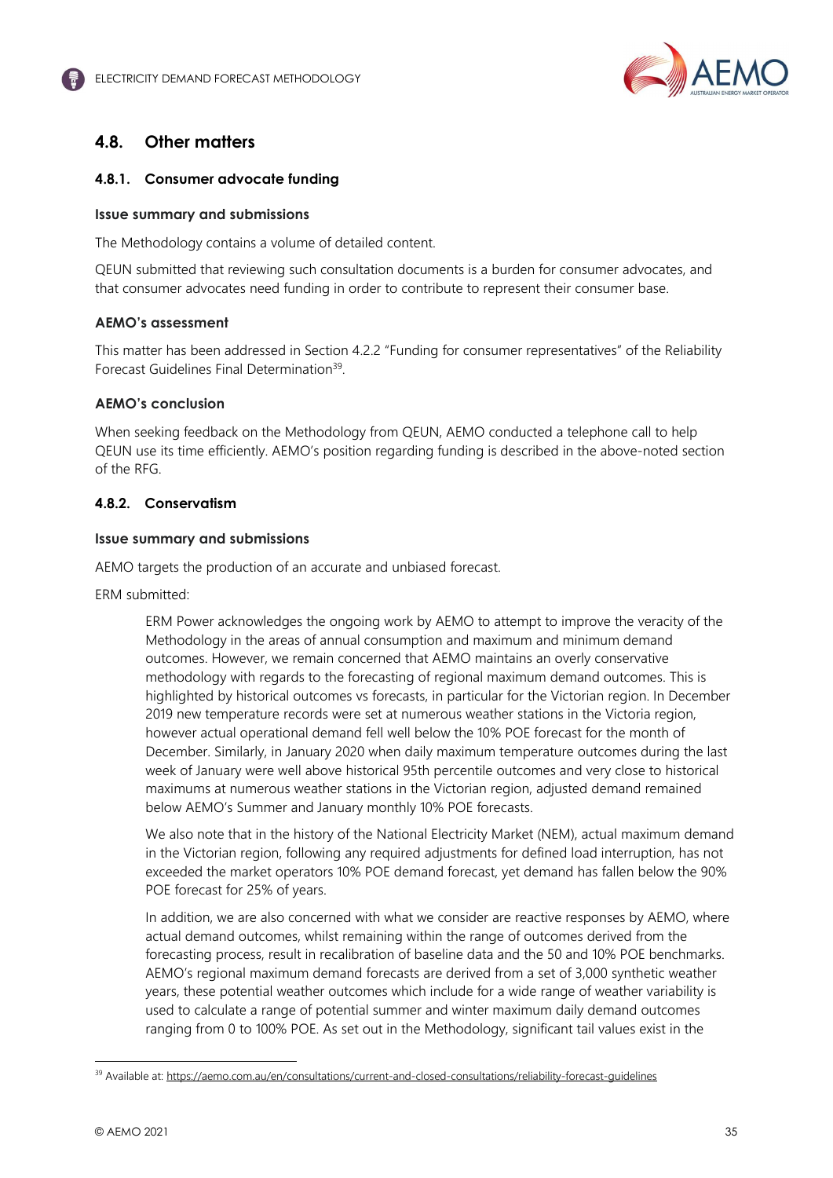## 4.8. Other matters

### 4.8.1. Consumer advocate funding

#### Issue summary and submissions

The Methodology contains a volume of detailed content.

QEUN submitted that reviewing such consultation documents is a burden for consumer advocates, and that consumer advocates need funding in order to contribute to represent their consumer base.

#### AEMO's assessment

This matter has been addressed in Section 4.2.2 "Funding for consumer representatives" of the Reliability Forecast Guidelines Final Determination[39].

#### AEMO's conclusion

When seeking feedback on the Methodology from QEUN, AEMO conducted a telephone call to help QEUN use its time efficiently. AEMO's position regarding funding is described in the above-noted section of the RFG.

### 4.8.2. Conservatism

#### Issue summary and submissions

AEMO targets the production of an accurate and unbiased forecast.

ERM submitted:

> ERM Power acknowledges the ongoing work by AEMO to attempt to improve the veracity of the Methodology in the areas of annual consumption and maximum and minimum demand outcomes. However, we remain concerned that AEMO maintains an overly conservative methodology with regards to the forecasting of regional maximum demand outcomes. This is highlighted by historical outcomes vs forecasts, in particular for the Victorian region. In December 2019 new temperature records were set at numerous weather stations in the Victoria region, however actual operational demand fell well below the 10% POE forecast for the month of December. Similarly, in January 2020 when daily maximum temperature outcomes during the last week of January were well above historical 95th percentile outcomes and very close to historical maximums at numerous weather stations in the Victorian region, adjusted demand remained below AEMO's Summer and January monthly 10% POE forecasts.
>
> We also note that in the history of the National Electricity Market (NEM), actual maximum demand in the Victorian region, following any required adjustments for defined load interruption, has not exceeded the market operators 10% POE demand forecast, yet demand has fallen below the 90% POE forecast for 25% of years.
>
> In addition, we are also concerned with what we consider are reactive responses by AEMO, where actual demand outcomes, whilst remaining within the range of outcomes derived from the forecasting process, result in recalibration of baseline data and the 50 and 10% POE benchmarks. AEMO's regional maximum demand forecasts are derived from a set of 3,000 synthetic weather years, these potential weather outcomes which include for a wide range of weather variability is used to calculate a range of potential summer and winter maximum daily demand outcomes ranging from 0 to 100% POE. As set out in the Methodology, significant tail values exist in the

[39] Available at: https://aemo.com.au/en/consultations/current-and-closed-consultations/reliability-forecast-guidelines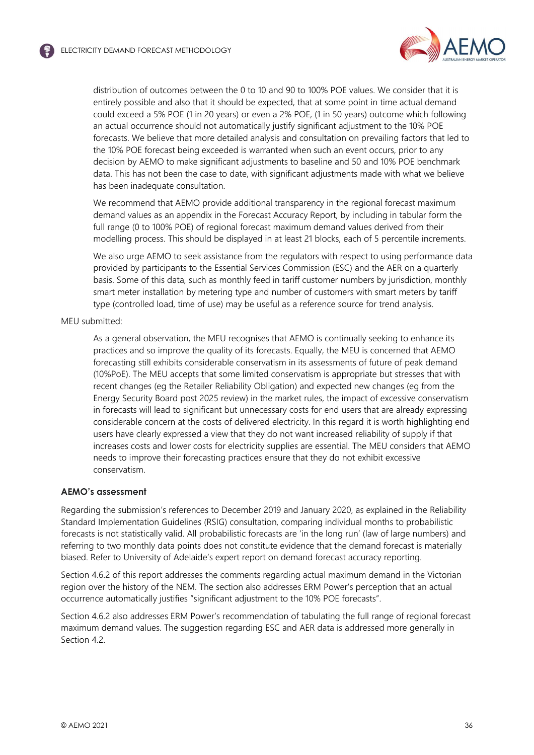> distribution of outcomes between the 0 to 10 and 90 to 100% POE values. We consider that it is entirely possible and also that it should be expected, that at some point in time actual demand could exceed a 5% POE (1 in 20 years) or even a 2% POE, (1 in 50 years) outcome which following an actual occurrence should not automatically justify significant adjustment to the 10% POE forecasts. We believe that more detailed analysis and consultation on prevailing factors that led to the 10% POE forecast being exceeded is warranted when such an event occurs, prior to any decision by AEMO to make significant adjustments to baseline and 50 and 10% POE benchmark data. This has not been the case to date, with significant adjustments made with what we believe has been inadequate consultation.
>
> We recommend that AEMO provide additional transparency in the regional forecast maximum demand values as an appendix in the Forecast Accuracy Report, by including in tabular form the full range (0 to 100% POE) of regional forecast maximum demand values derived from their modelling process. This should be displayed in at least 21 blocks, each of 5 percentile increments.
>
> We also urge AEMO to seek assistance from the regulators with respect to using performance data provided by participants to the Essential Services Commission (ESC) and the AER on a quarterly basis. Some of this data, such as monthly feed in tariff customer numbers by jurisdiction, monthly smart meter installation by metering type and number of customers with smart meters by tariff type (controlled load, time of use) may be useful as a reference source for trend analysis.

MEU submitted:

> As a general observation, the MEU recognises that AEMO is continually seeking to enhance its practices and so improve the quality of its forecasts. Equally, the MEU is concerned that AEMO forecasting still exhibits considerable conservatism in its assessments of future of peak demand (10%PoE). The MEU accepts that some limited conservatism is appropriate but stresses that with recent changes (eg the Retailer Reliability Obligation) and expected new changes (eg from the Energy Security Board post 2025 review) in the market rules, the impact of excessive conservatism in forecasts will lead to significant but unnecessary costs for end users that are already expressing considerable concern at the costs of delivered electricity. In this regard it is worth highlighting end users have clearly expressed a view that they do not want increased reliability of supply if that increases costs and lower costs for electricity supplies are essential. The MEU considers that AEMO needs to improve their forecasting practices ensure that they do not exhibit excessive conservatism.

#### AEMO's assessment

Regarding the submission's references to December 2019 and January 2020, as explained in the Reliability Standard Implementation Guidelines (RSIG) consultation, comparing individual months to probabilistic forecasts is not statistically valid. All probabilistic forecasts are 'in the long run' (law of large numbers) and referring to two monthly data points does not constitute evidence that the demand forecast is materially biased. Refer to University of Adelaide's expert report on demand forecast accuracy reporting.

Section 4.6.2 of this report addresses the comments regarding actual maximum demand in the Victorian region over the history of the NEM. The section also addresses ERM Power's perception that an actual occurrence automatically justifies "significant adjustment to the 10% POE forecasts".

Section 4.6.2 also addresses ERM Power's recommendation of tabulating the full range of regional forecast maximum demand values. The suggestion regarding ESC and AER data is addressed more generally in Section 4.2.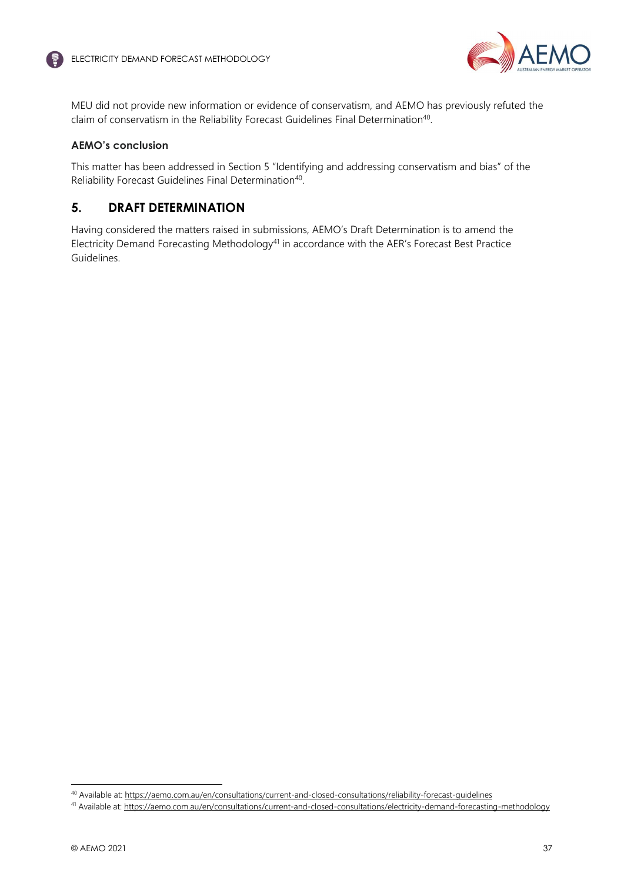MEU did not provide new information or evidence of conservatism, and AEMO has previously refuted the claim of conservatism in the Reliability Forecast Guidelines Final Determination[40].

**AEMO's conclusion**

This matter has been addressed in Section 5 "Identifying and addressing conservatism and bias" of the Reliability Forecast Guidelines Final Determination[40].

## 5. DRAFT DETERMINATION

Having considered the matters raised in submissions, AEMO's Draft Determination is to amend the Electricity Demand Forecasting Methodology[41] in accordance with the AER's Forecast Best Practice Guidelines.

---

[40] Available at: https://aemo.com.au/en/consultations/current-and-closed-consultations/reliability-forecast-guidelines

[41] Available at: https://aemo.com.au/en/consultations/current-and-closed-consultations/electricity-demand-forecasting-methodology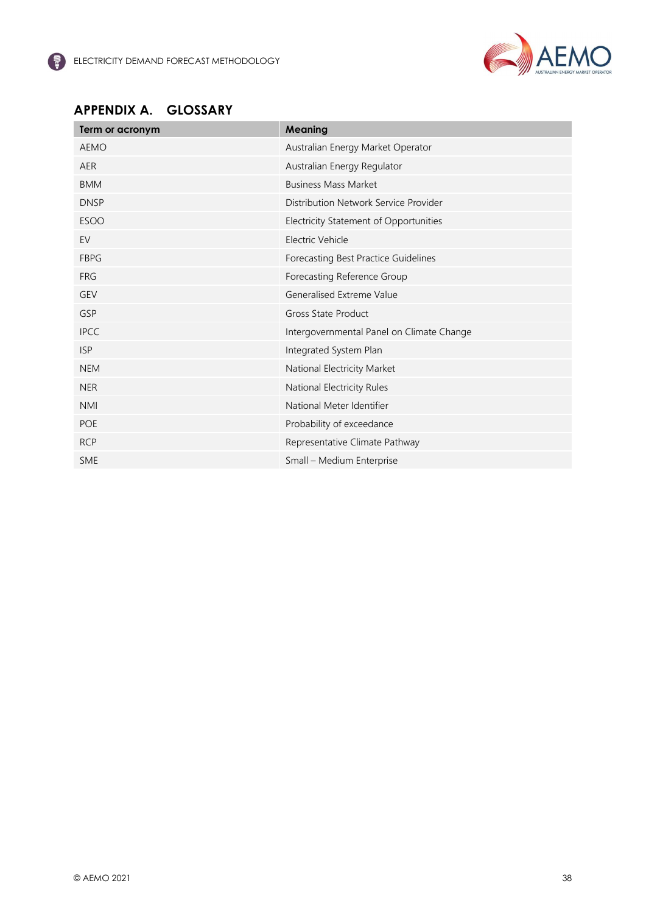## APPENDIX A. GLOSSARY

| Term or acronym | Meaning |
|---|---|
| AEMO | Australian Energy Market Operator |
| AER | Australian Energy Regulator |
| BMM | Business Mass Market |
| DNSP | Distribution Network Service Provider |
| ESOO | Electricity Statement of Opportunities |
| EV | Electric Vehicle |
| FBPG | Forecasting Best Practice Guidelines |
| FRG | Forecasting Reference Group |
| GEV | Generalised Extreme Value |
| GSP | Gross State Product |
| IPCC | Intergovernmental Panel on Climate Change |
| ISP | Integrated System Plan |
| NEM | National Electricity Market |
| NER | National Electricity Rules |
| NMI | National Meter Identifier |
| POE | Probability of exceedance |
| RCP | Representative Climate Pathway |
| SME | Small – Medium Enterprise |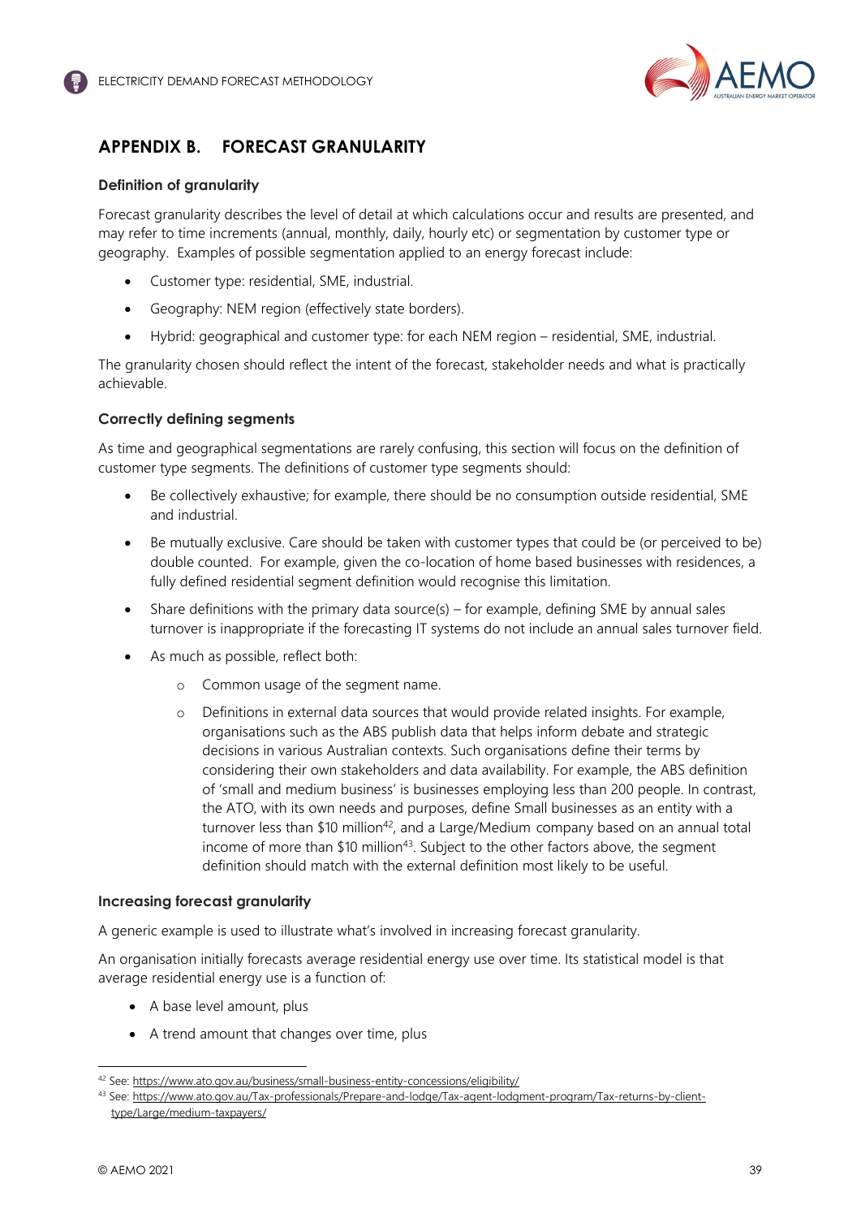## APPENDIX B. FORECAST GRANULARITY

### Definition of granularity

Forecast granularity describes the level of detail at which calculations occur and results are presented, and may refer to time increments (annual, monthly, daily, hourly etc) or segmentation by customer type or geography. Examples of possible segmentation applied to an energy forecast include:

- Customer type: residential, SME, industrial.
- Geography: NEM region (effectively state borders).
- Hybrid: geographical and customer type: for each NEM region – residential, SME, industrial.

The granularity chosen should reflect the intent of the forecast, stakeholder needs and what is practically achievable.

### Correctly defining segments

As time and geographical segmentations are rarely confusing, this section will focus on the definition of customer type segments. The definitions of customer type segments should:

- Be collectively exhaustive; for example, there should be no consumption outside residential, SME and industrial.
- Be mutually exclusive. Care should be taken with customer types that could be (or perceived to be) double counted. For example, given the co-location of home based businesses with residences, a fully defined residential segment definition would recognise this limitation.
- Share definitions with the primary data source(s) – for example, defining SME by annual sales turnover is inappropriate if the forecasting IT systems do not include an annual sales turnover field.
- As much as possible, reflect both:
  - Common usage of the segment name.
  - Definitions in external data sources that would provide related insights. For example, organisations such as the ABS publish data that helps inform debate and strategic decisions in various Australian contexts. Such organisations define their terms by considering their own stakeholders and data availability. For example, the ABS definition of 'small and medium business' is businesses employing less than 200 people. In contrast, the ATO, with its own needs and purposes, define Small businesses as an entity with a turnover less than $10 million[42], and a Large/Medium company based on an annual total income of more than $10 million[43]. Subject to the other factors above, the segment definition should match with the external definition most likely to be useful.

### Increasing forecast granularity

A generic example is used to illustrate what's involved in increasing forecast granularity.

An organisation initially forecasts average residential energy use over time. Its statistical model is that average residential energy use is a function of:

- A base level amount, plus
- A trend amount that changes over time, plus

[42] See: https://www.ato.gov.au/business/small-business-entity-concessions/eligibility/

[43] See: https://www.ato.gov.au/Tax-professionals/Prepare-and-lodge/Tax-agent-lodgment-program/Tax-returns-by-client-type/Large/medium-taxpayers/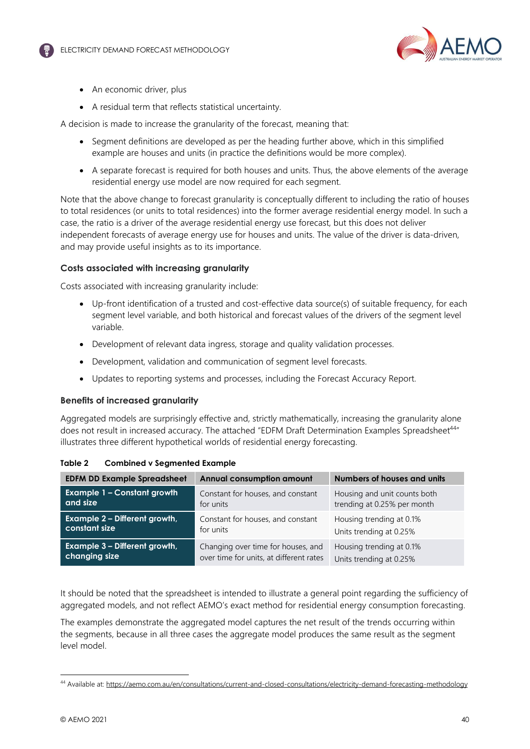- An economic driver, plus
- A residual term that reflects statistical uncertainty.

A decision is made to increase the granularity of the forecast, meaning that:

- Segment definitions are developed as per the heading further above, which in this simplified example are houses and units (in practice the definitions would be more complex).
- A separate forecast is required for both houses and units. Thus, the above elements of the average residential energy use model are now required for each segment.

Note that the above change to forecast granularity is conceptually different to including the ratio of houses to total residences (or units to total residences) into the former average residential energy model. In such a case, the ratio is a driver of the average residential energy use forecast, but this does not deliver independent forecasts of average energy use for houses and units. The value of the driver is data-driven, and may provide useful insights as to its importance.

### Costs associated with increasing granularity

Costs associated with increasing granularity include:

- Up-front identification of a trusted and cost-effective data source(s) of suitable frequency, for each segment level variable, and both historical and forecast values of the drivers of the segment level variable.
- Development of relevant data ingress, storage and quality validation processes.
- Development, validation and communication of segment level forecasts.
- Updates to reporting systems and processes, including the Forecast Accuracy Report.

### Benefits of increased granularity

Aggregated models are surprisingly effective and, strictly mathematically, increasing the granularity alone does not result in increased accuracy. The attached "EDFM Draft Determination Examples Spreadsheet[44]" illustrates three different hypothetical worlds of residential energy forecasting.

**Table 2 Combined v Segmented Example**

| EDFM DD Example Spreadsheet | Annual consumption amount | Numbers of houses and units |
|---|---|---|
| **Example 1 – Constant growth and size** | Constant for houses, and constant for units | Housing and unit counts both trending at 0.25% per month |
| **Example 2 – Different growth, constant size** | Constant for houses, and constant for units | Housing trending at 0.1%<br>Units trending at 0.25% |
| **Example 3 – Different growth, changing size** | Changing over time for houses, and over time for units, at different rates | Housing trending at 0.1%<br>Units trending at 0.25% |

It should be noted that the spreadsheet is intended to illustrate a general point regarding the sufficiency of aggregated models, and not reflect AEMO's exact method for residential energy consumption forecasting.

The examples demonstrate the aggregated model captures the net result of the trends occurring within the segments, because in all three cases the aggregate model produces the same result as the segment level model.

---

[44] Available at: https://aemo.com.au/en/consultations/current-and-closed-consultations/electricity-demand-forecasting-methodology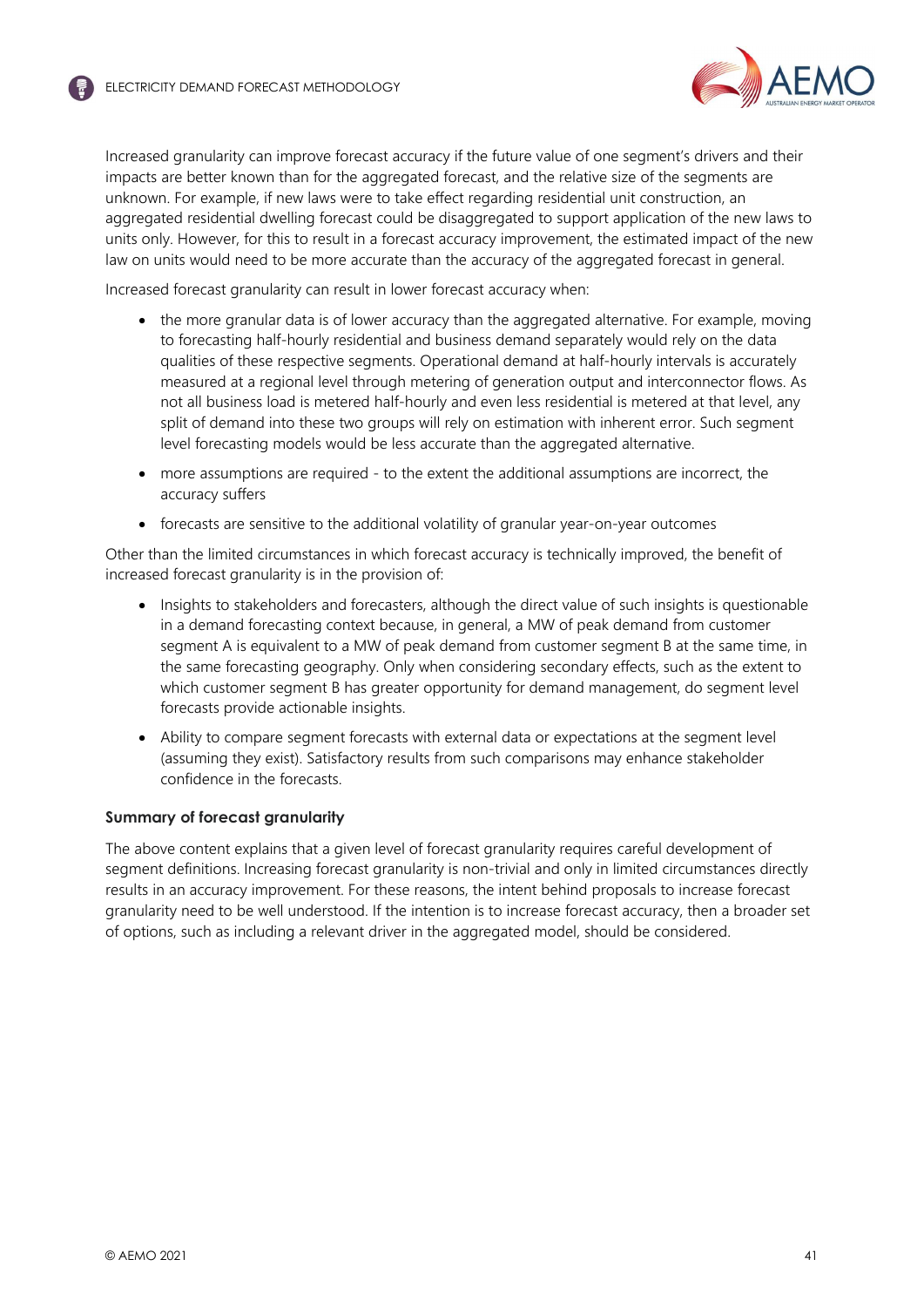Increased granularity can improve forecast accuracy if the future value of one segment's drivers and their impacts are better known than for the aggregated forecast, and the relative size of the segments are unknown. For example, if new laws were to take effect regarding residential unit construction, an aggregated residential dwelling forecast could be disaggregated to support application of the new laws to units only. However, for this to result in a forecast accuracy improvement, the estimated impact of the new law on units would need to be more accurate than the accuracy of the aggregated forecast in general.

Increased forecast granularity can result in lower forecast accuracy when:

- the more granular data is of lower accuracy than the aggregated alternative. For example, moving to forecasting half-hourly residential and business demand separately would rely on the data qualities of these respective segments. Operational demand at half-hourly intervals is accurately measured at a regional level through metering of generation output and interconnector flows. As not all business load is metered half-hourly and even less residential is metered at that level, any split of demand into these two groups will rely on estimation with inherent error. Such segment level forecasting models would be less accurate than the aggregated alternative.
- more assumptions are required - to the extent the additional assumptions are incorrect, the accuracy suffers
- forecasts are sensitive to the additional volatility of granular year-on-year outcomes

Other than the limited circumstances in which forecast accuracy is technically improved, the benefit of increased forecast granularity is in the provision of:

- Insights to stakeholders and forecasters, although the direct value of such insights is questionable in a demand forecasting context because, in general, a MW of peak demand from customer segment A is equivalent to a MW of peak demand from customer segment B at the same time, in the same forecasting geography. Only when considering secondary effects, such as the extent to which customer segment B has greater opportunity for demand management, do segment level forecasts provide actionable insights.
- Ability to compare segment forecasts with external data or expectations at the segment level (assuming they exist). Satisfactory results from such comparisons may enhance stakeholder confidence in the forecasts.

#### Summary of forecast granularity

The above content explains that a given level of forecast granularity requires careful development of segment definitions. Increasing forecast granularity is non-trivial and only in limited circumstances directly results in an accuracy improvement. For these reasons, the intent behind proposals to increase forecast granularity need to be well understood. If the intention is to increase forecast accuracy, then a broader set of options, such as including a relevant driver in the aggregated model, should be considered.